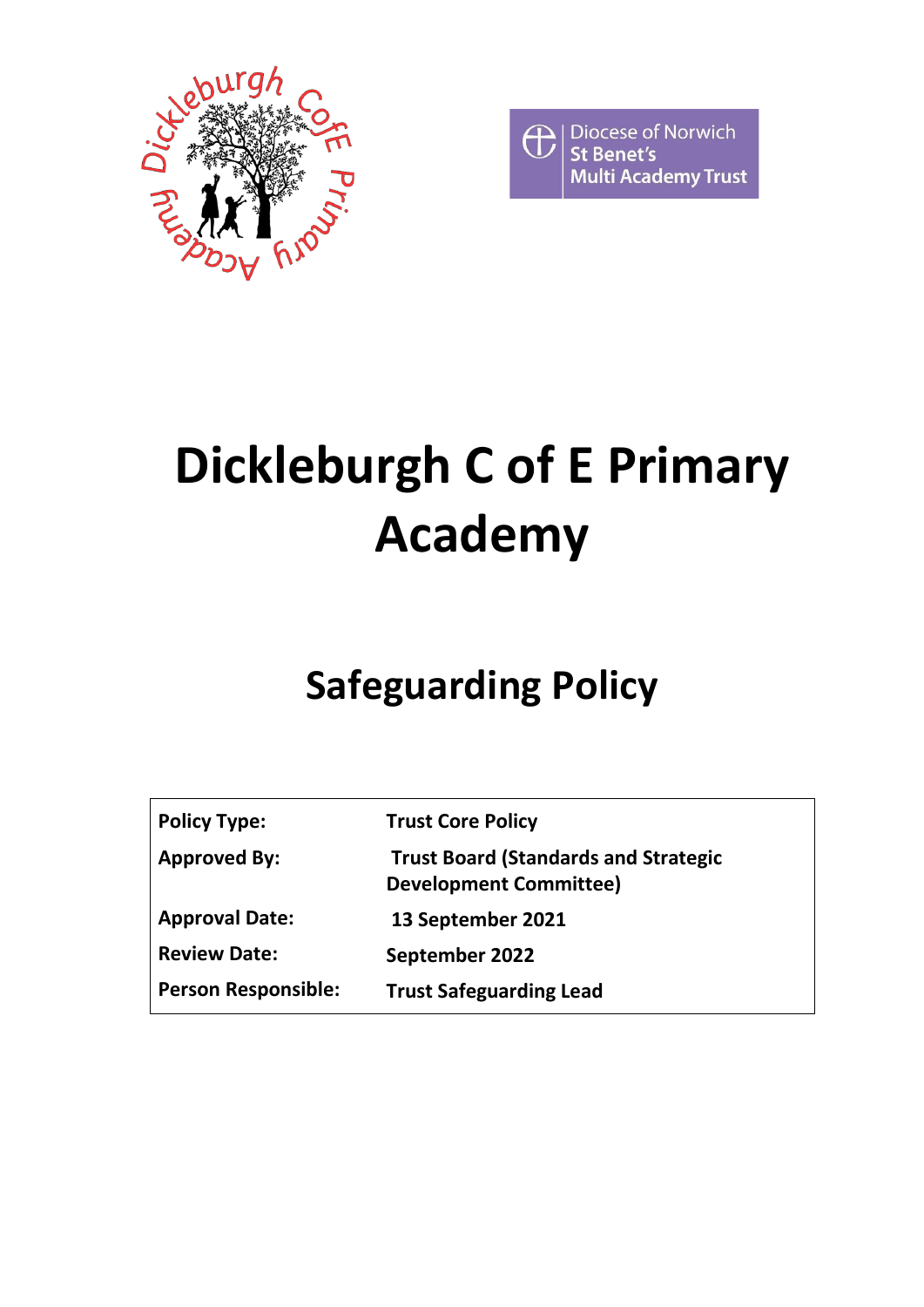Diocese of Norwich
St Benet's
Multi Academy Trust

# Dickleburgh C of E Primary Academy

## Safeguarding Policy

| **Policy Type:** | **Trust Core Policy** |
|---|---|
| **Approved By:** | **Trust Board (Standards and Strategic Development Committee)** |
| **Approval Date:** | **13 September 2021** |
| **Review Date:** | **September 2022** |
| **Person Responsible:** | **Trust Safeguarding Lead** |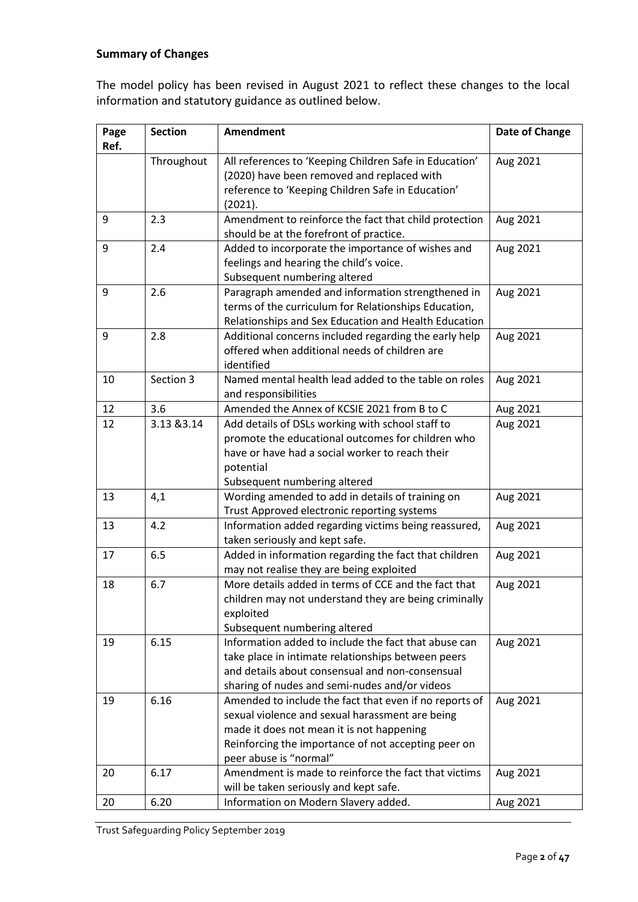**Summary of Changes**

The model policy has been revised in August 2021 to reflect these changes to the local information and statutory guidance as outlined below.

| Page Ref. | Section | Amendment | Date of Change |
|---|---|---|---|
| | Throughout | All references to 'Keeping Children Safe in Education' (2020) have been removed and replaced with reference to 'Keeping Children Safe in Education' (2021). | Aug 2021 |
| 9 | 2.3 | Amendment to reinforce the fact that child protection should be at the forefront of practice. | Aug 2021 |
| 9 | 2.4 | Added to incorporate the importance of wishes and feelings and hearing the child's voice. Subsequent numbering altered | Aug 2021 |
| 9 | 2.6 | Paragraph amended and information strengthened in terms of the curriculum for Relationships Education, Relationships and Sex Education and Health Education | Aug 2021 |
| 9 | 2.8 | Additional concerns included regarding the early help offered when additional needs of children are identified | Aug 2021 |
| 10 | Section 3 | Named mental health lead added to the table on roles and responsibilities | Aug 2021 |
| 12 | 3.6 | Amended the Annex of KCSIE 2021 from B to C | Aug 2021 |
| 12 | 3.13 &3.14 | Add details of DSLs working with school staff to promote the educational outcomes for children who have or have had a social worker to reach their potential Subsequent numbering altered | Aug 2021 |
| 13 | 4,1 | Wording amended to add in details of training on Trust Approved electronic reporting systems | Aug 2021 |
| 13 | 4.2 | Information added regarding victims being reassured, taken seriously and kept safe. | Aug 2021 |
| 17 | 6.5 | Added in information regarding the fact that children may not realise they are being exploited | Aug 2021 |
| 18 | 6.7 | More details added in terms of CCE and the fact that children may not understand they are being criminally exploited Subsequent numbering altered | Aug 2021 |
| 19 | 6.15 | Information added to include the fact that abuse can take place in intimate relationships between peers and details about consensual and non-consensual sharing of nudes and semi-nudes and/or videos | Aug 2021 |
| 19 | 6.16 | Amended to include the fact that even if no reports of sexual violence and sexual harassment are being made it does not mean it is not happening Reinforcing the importance of not accepting peer on peer abuse is "normal" | Aug 2021 |
| 20 | 6.17 | Amendment is made to reinforce the fact that victims will be taken seriously and kept safe. | Aug 2021 |
| 20 | 6.20 | Information on Modern Slavery added. | Aug 2021 |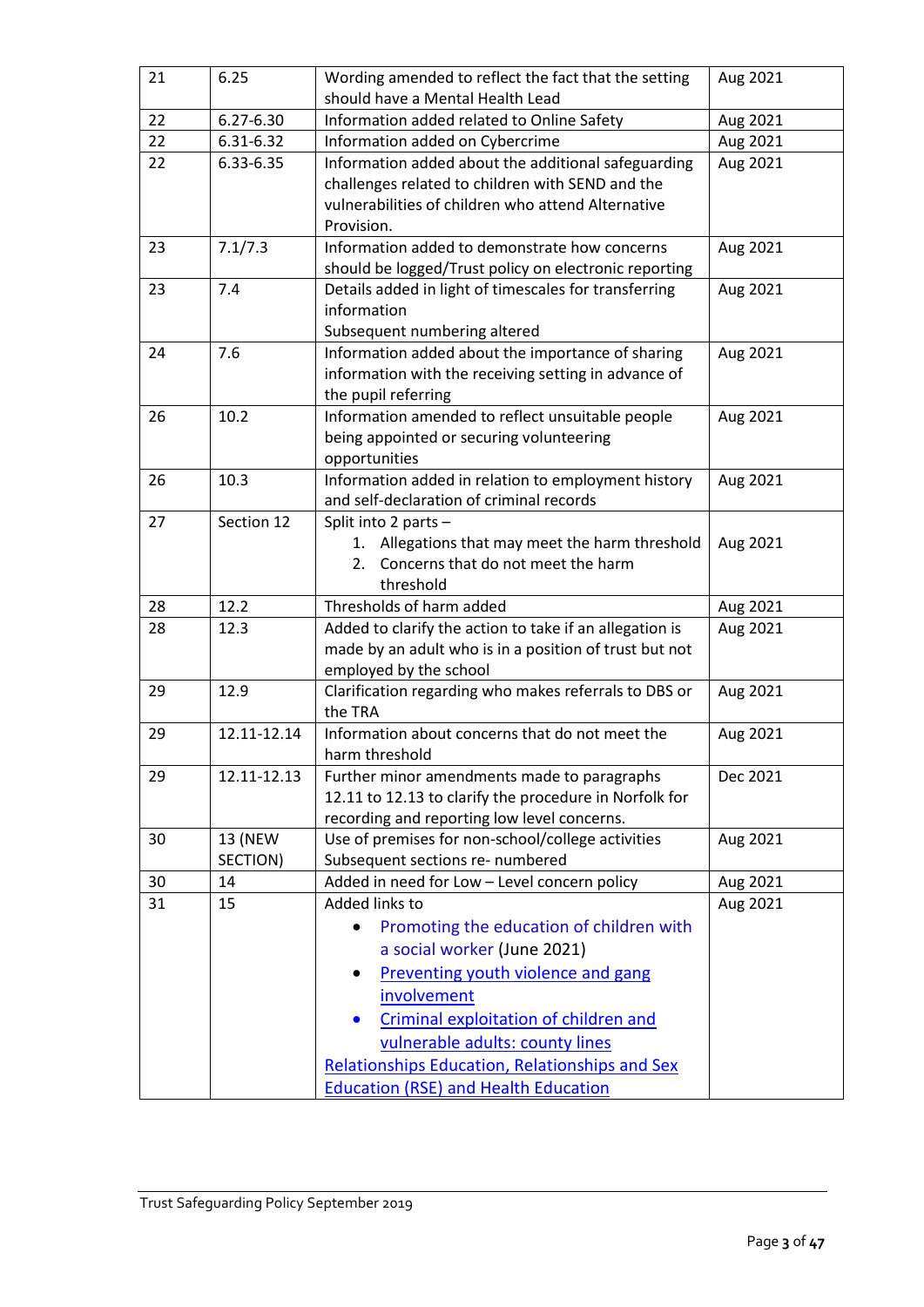| 21 | 6.25 | Wording amended to reflect the fact that the setting should have a Mental Health Lead | Aug 2021 |
|---|---|---|---|
| 22 | 6.27-6.30 | Information added related to Online Safety | Aug 2021 |
| 22 | 6.31-6.32 | Information added on Cybercrime | Aug 2021 |
| 22 | 6.33-6.35 | Information added about the additional safeguarding challenges related to children with SEND and the vulnerabilities of children who attend Alternative Provision. | Aug 2021 |
| 23 | 7.1/7.3 | Information added to demonstrate how concerns should be logged/Trust policy on electronic reporting | Aug 2021 |
| 23 | 7.4 | Details added in light of timescales for transferring information<br>Subsequent numbering altered | Aug 2021 |
| 24 | 7.6 | Information added about the importance of sharing information with the receiving setting in advance of the pupil referring | Aug 2021 |
| 26 | 10.2 | Information amended to reflect unsuitable people being appointed or securing volunteering opportunities | Aug 2021 |
| 26 | 10.3 | Information added in relation to employment history and self-declaration of criminal records | Aug 2021 |
| 27 | Section 12 | Split into 2 parts –<br>1. Allegations that may meet the harm threshold<br>2. Concerns that do not meet the harm threshold | Aug 2021 |
| 28 | 12.2 | Thresholds of harm added | Aug 2021 |
| 28 | 12.3 | Added to clarify the action to take if an allegation is made by an adult who is in a position of trust but not employed by the school | Aug 2021 |
| 29 | 12.9 | Clarification regarding who makes referrals to DBS or the TRA | Aug 2021 |
| 29 | 12.11-12.14 | Information about concerns that do not meet the harm threshold | Aug 2021 |
| 29 | 12.11-12.13 | Further minor amendments made to paragraphs 12.11 to 12.13 to clarify the procedure in Norfolk for recording and reporting low level concerns. | Dec 2021 |
| 30 | 13 (NEW SECTION) | Use of premises for non-school/college activities<br>Subsequent sections re- numbered | Aug 2021 |
| 30 | 14 | Added in need for Low – Level concern policy | Aug 2021 |
| 31 | 15 | Added links to<br>• Promoting the education of children with a social worker (June 2021)<br>• Preventing youth violence and gang involvement<br>• Criminal exploitation of children and vulnerable adults: county lines<br>Relationships Education, Relationships and Sex Education (RSE) and Health Education | Aug 2021 |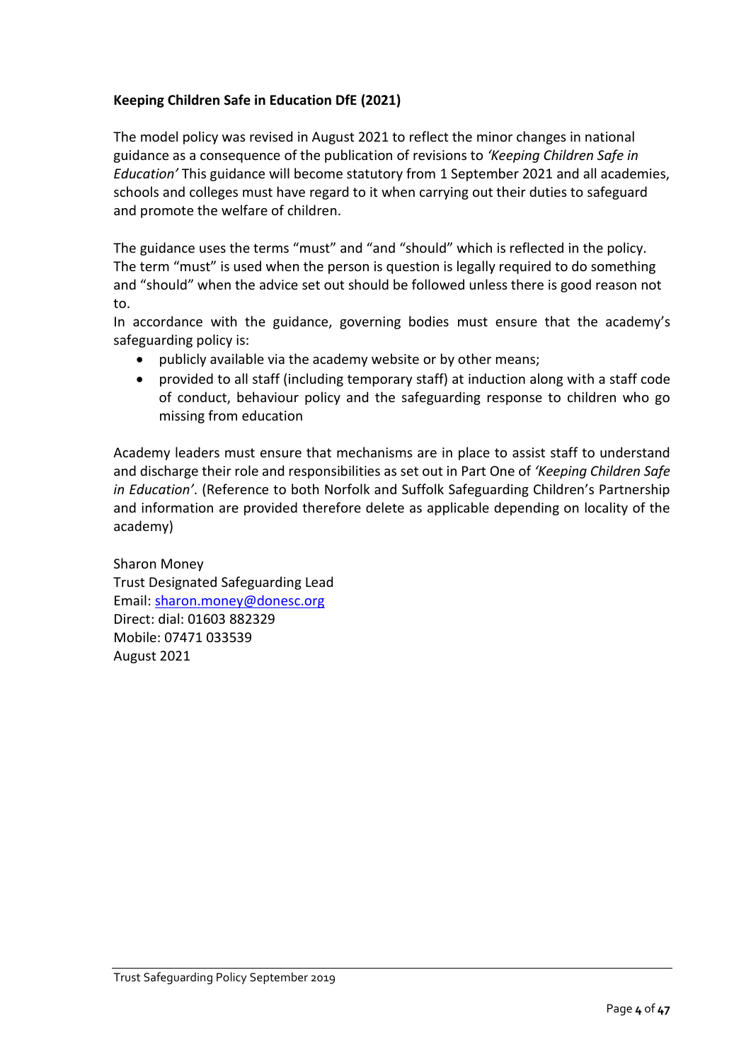**Keeping Children Safe in Education DfE (2021)**

The model policy was revised in August 2021 to reflect the minor changes in national guidance as a consequence of the publication of revisions to *'Keeping Children Safe in Education'* This guidance will become statutory from 1 September 2021 and all academies, schools and colleges must have regard to it when carrying out their duties to safeguard and promote the welfare of children.

The guidance uses the terms "must" and "and "should" which is reflected in the policy. The term "must" is used when the person is question is legally required to do something and "should" when the advice set out should be followed unless there is good reason not to.

In accordance with the guidance, governing bodies must ensure that the academy's safeguarding policy is:

- publicly available via the academy website or by other means;
- provided to all staff (including temporary staff) at induction along with a staff code of conduct, behaviour policy and the safeguarding response to children who go missing from education

Academy leaders must ensure that mechanisms are in place to assist staff to understand and discharge their role and responsibilities as set out in Part One of *'Keeping Children Safe in Education'*. (Reference to both Norfolk and Suffolk Safeguarding Children's Partnership and information are provided therefore delete as applicable depending on locality of the academy)

Sharon Money
Trust Designated Safeguarding Lead
Email: sharon.money@donesc.org
Direct: dial: 01603 882329
Mobile: 07471 033539
August 2021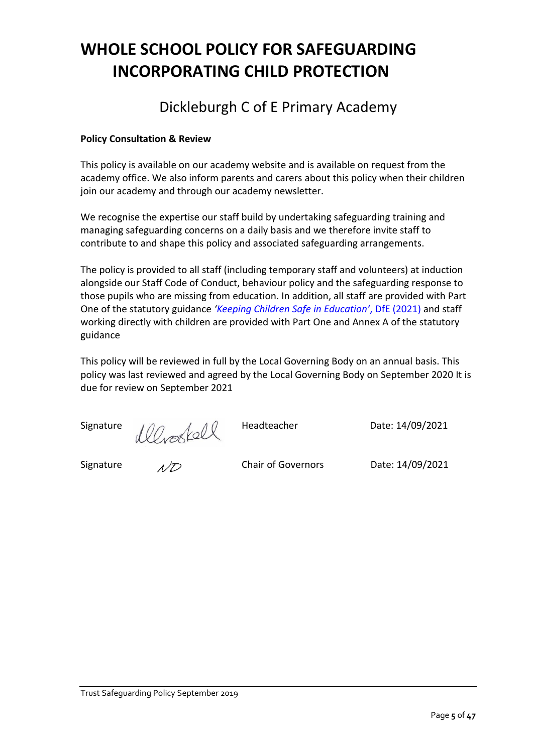# WHOLE SCHOOL POLICY FOR SAFEGUARDING INCORPORATING CHILD PROTECTION

## Dickleburgh C of E Primary Academy

**Policy Consultation & Review**

This policy is available on our academy website and is available on request from the academy office. We also inform parents and carers about this policy when their children join our academy and through our academy newsletter.

We recognise the expertise our staff build by undertaking safeguarding training and managing safeguarding concerns on a daily basis and we therefore invite staff to contribute to and shape this policy and associated safeguarding arrangements.

The policy is provided to all staff (including temporary staff and volunteers) at induction alongside our Staff Code of Conduct, behaviour policy and the safeguarding response to those pupils who are missing from education. In addition, all staff are provided with Part One of the statutory guidance *'Keeping Children Safe in Education'*, DfE (2021) and staff working directly with children are provided with Part One and Annex A of the statutory guidance

This policy will be reviewed in full by the Local Governing Body on an annual basis. This policy was last reviewed and agreed by the Local Governing Body on September 2020 It is due for review on September 2021

Signature *[signature]* Headteacher Date: 14/09/2021

Signature *ND* Chair of Governors Date: 14/09/2021

Trust Safeguarding Policy September 2019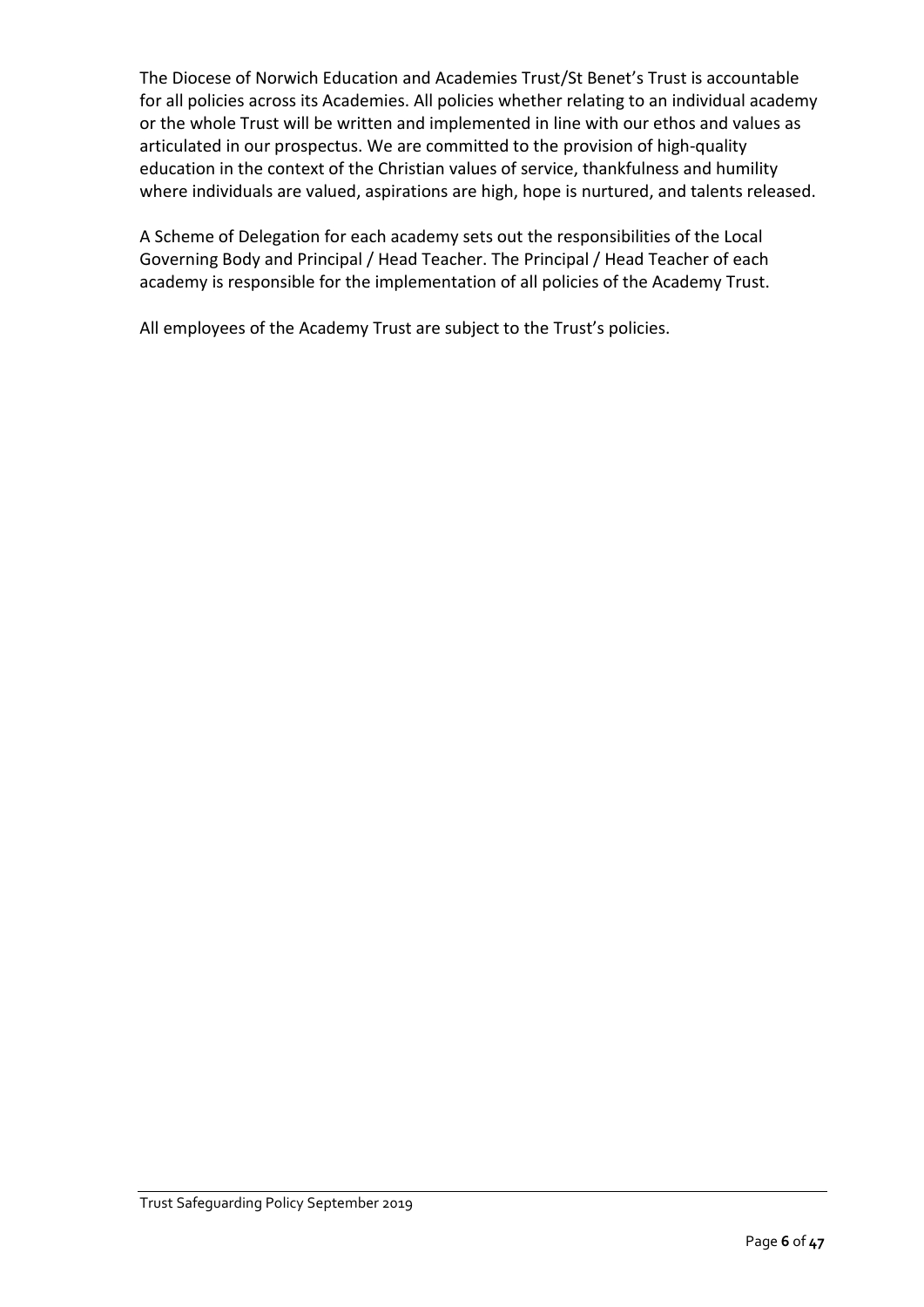The Diocese of Norwich Education and Academies Trust/St Benet's Trust is accountable for all policies across its Academies. All policies whether relating to an individual academy or the whole Trust will be written and implemented in line with our ethos and values as articulated in our prospectus. We are committed to the provision of high-quality education in the context of the Christian values of service, thankfulness and humility where individuals are valued, aspirations are high, hope is nurtured, and talents released.

A Scheme of Delegation for each academy sets out the responsibilities of the Local Governing Body and Principal / Head Teacher. The Principal / Head Teacher of each academy is responsible for the implementation of all policies of the Academy Trust.

All employees of the Academy Trust are subject to the Trust's policies.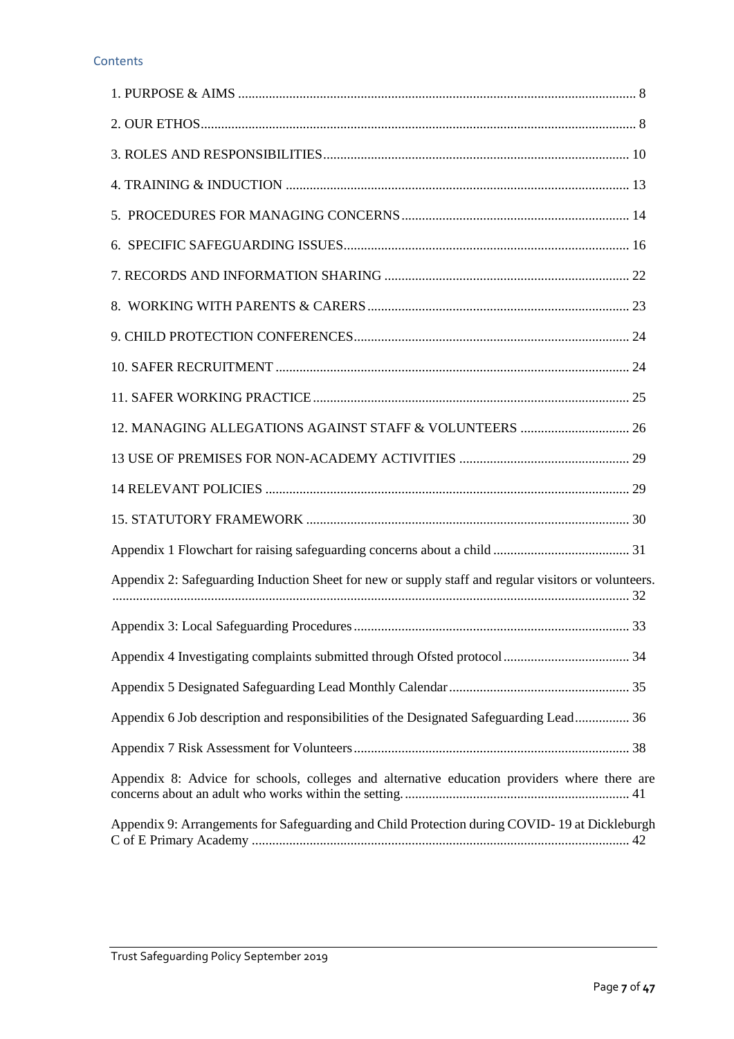## Contents

1. PURPOSE & AIMS .......... 8
2. OUR ETHOS .......... 8
3. ROLES AND RESPONSIBILITIES .......... 10
4. TRAINING & INDUCTION .......... 13
5. PROCEDURES FOR MANAGING CONCERNS .......... 14
6. SPECIFIC SAFEGUARDING ISSUES .......... 16
7. RECORDS AND INFORMATION SHARING .......... 22
8. WORKING WITH PARENTS & CARERS .......... 23
9. CHILD PROTECTION CONFERENCES .......... 24
10. SAFER RECRUITMENT .......... 24
11. SAFER WORKING PRACTICE .......... 25
12. MANAGING ALLEGATIONS AGAINST STAFF & VOLUNTEERS .......... 26
13 USE OF PREMISES FOR NON-ACADEMY ACTIVITIES .......... 29
14 RELEVANT POLICIES .......... 29
15. STATUTORY FRAMEWORK .......... 30

Appendix 1 Flowchart for raising safeguarding concerns about a child .......... 31

Appendix 2: Safeguarding Induction Sheet for new or supply staff and regular visitors or volunteers. .......... 32

Appendix 3: Local Safeguarding Procedures .......... 33

Appendix 4 Investigating complaints submitted through Ofsted protocol .......... 34

Appendix 5 Designated Safeguarding Lead Monthly Calendar .......... 35

Appendix 6 Job description and responsibilities of the Designated Safeguarding Lead .......... 36

Appendix 7 Risk Assessment for Volunteers .......... 38

Appendix 8: Advice for schools, colleges and alternative education providers where there are concerns about an adult who works within the setting. .......... 41

Appendix 9: Arrangements for Safeguarding and Child Protection during COVID- 19 at Dickleburgh C of E Primary Academy .......... 42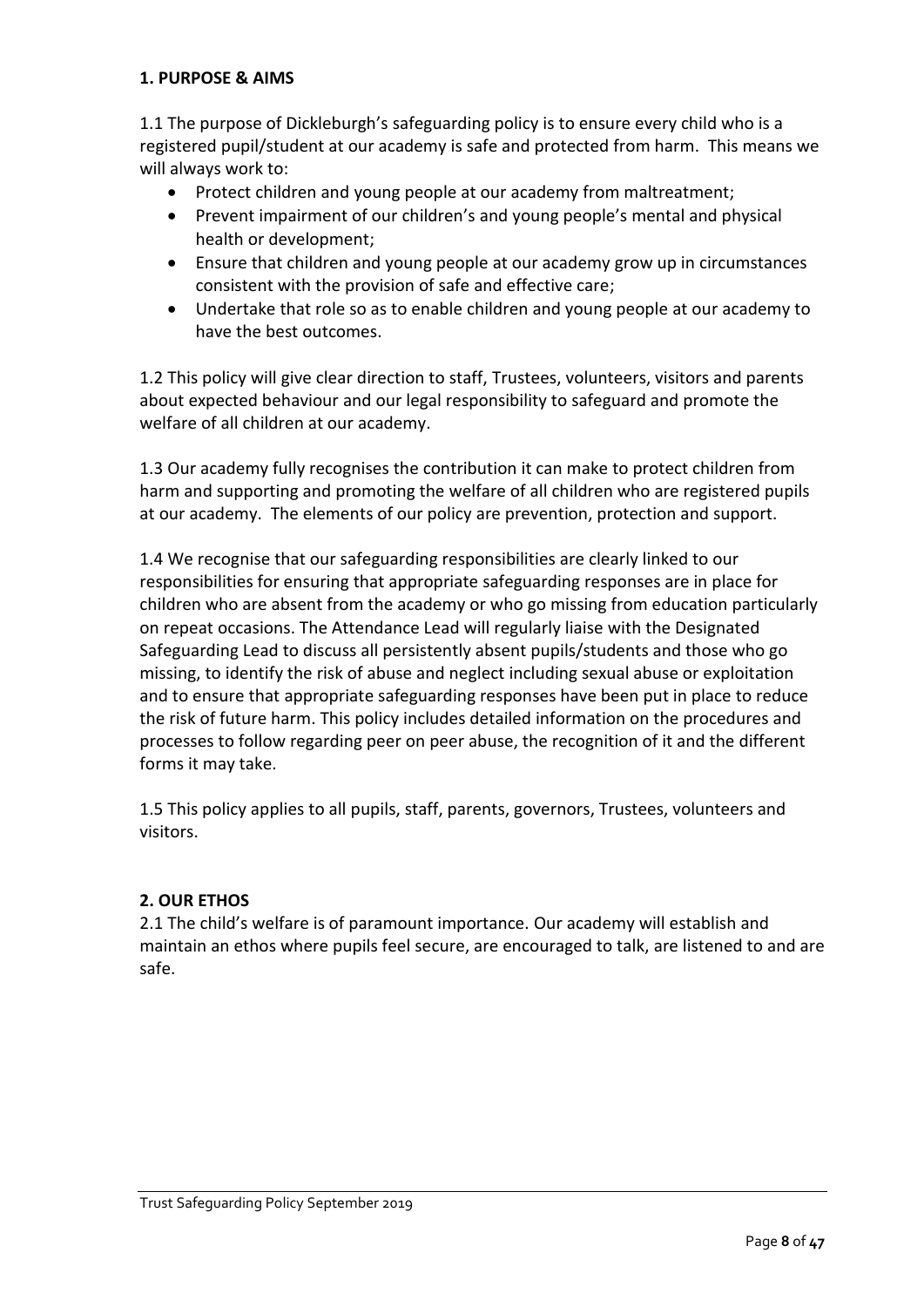## 1. PURPOSE & AIMS

1.1 The purpose of Dickleburgh's safeguarding policy is to ensure every child who is a registered pupil/student at our academy is safe and protected from harm. This means we will always work to:

- Protect children and young people at our academy from maltreatment;
- Prevent impairment of our children's and young people's mental and physical health or development;
- Ensure that children and young people at our academy grow up in circumstances consistent with the provision of safe and effective care;
- Undertake that role so as to enable children and young people at our academy to have the best outcomes.

1.2 This policy will give clear direction to staff, Trustees, volunteers, visitors and parents about expected behaviour and our legal responsibility to safeguard and promote the welfare of all children at our academy.

1.3 Our academy fully recognises the contribution it can make to protect children from harm and supporting and promoting the welfare of all children who are registered pupils at our academy. The elements of our policy are prevention, protection and support.

1.4 We recognise that our safeguarding responsibilities are clearly linked to our responsibilities for ensuring that appropriate safeguarding responses are in place for children who are absent from the academy or who go missing from education particularly on repeat occasions. The Attendance Lead will regularly liaise with the Designated Safeguarding Lead to discuss all persistently absent pupils/students and those who go missing, to identify the risk of abuse and neglect including sexual abuse or exploitation and to ensure that appropriate safeguarding responses have been put in place to reduce the risk of future harm. This policy includes detailed information on the procedures and processes to follow regarding peer on peer abuse, the recognition of it and the different forms it may take.

1.5 This policy applies to all pupils, staff, parents, governors, Trustees, volunteers and visitors.

## 2. OUR ETHOS

2.1 The child's welfare is of paramount importance. Our academy will establish and maintain an ethos where pupils feel secure, are encouraged to talk, are listened to and are safe.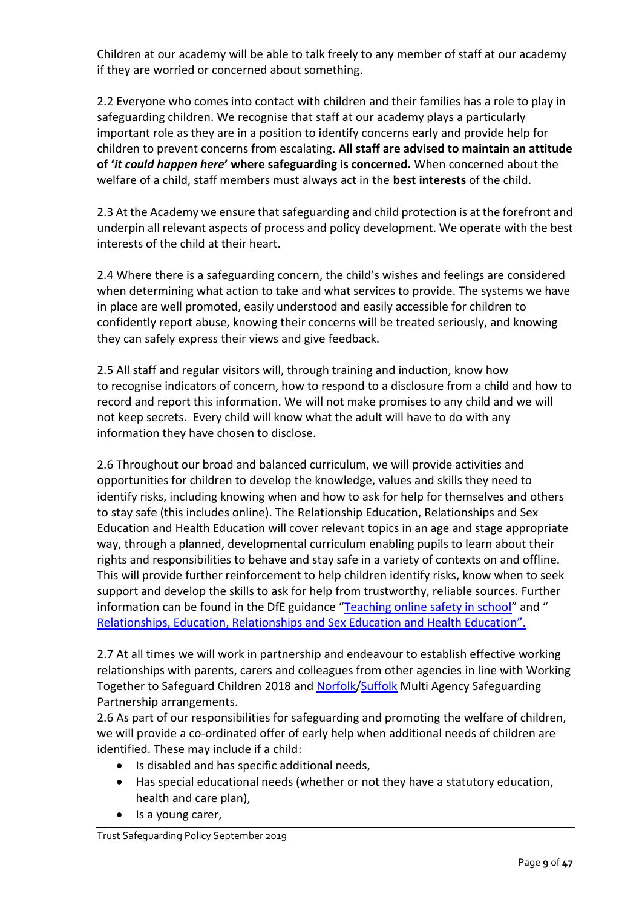Children at our academy will be able to talk freely to any member of staff at our academy if they are worried or concerned about something.

2.2 Everyone who comes into contact with children and their families has a role to play in safeguarding children. We recognise that staff at our academy plays a particularly important role as they are in a position to identify concerns early and provide help for children to prevent concerns from escalating. **All staff are advised to maintain an attitude of '*it could happen here*' where safeguarding is concerned.** When concerned about the welfare of a child, staff members must always act in the **best interests** of the child.

2.3 At the Academy we ensure that safeguarding and child protection is at the forefront and underpin all relevant aspects of process and policy development. We operate with the best interests of the child at their heart.

2.4 Where there is a safeguarding concern, the child's wishes and feelings are considered when determining what action to take and what services to provide. The systems we have in place are well promoted, easily understood and easily accessible for children to confidently report abuse, knowing their concerns will be treated seriously, and knowing they can safely express their views and give feedback.

2.5 All staff and regular visitors will, through training and induction, know how to recognise indicators of concern, how to respond to a disclosure from a child and how to record and report this information. We will not make promises to any child and we will not keep secrets. Every child will know what the adult will have to do with any information they have chosen to disclose.

2.6 Throughout our broad and balanced curriculum, we will provide activities and opportunities for children to develop the knowledge, values and skills they need to identify risks, including knowing when and how to ask for help for themselves and others to stay safe (this includes online). The Relationship Education, Relationships and Sex Education and Health Education will cover relevant topics in an age and stage appropriate way, through a planned, developmental curriculum enabling pupils to learn about their rights and responsibilities to behave and stay safe in a variety of contexts on and offline. This will provide further reinforcement to help children identify risks, know when to seek support and develop the skills to ask for help from trustworthy, reliable sources. Further information can be found in the DfE guidance "Teaching online safety in school" and " Relationships, Education, Relationships and Sex Education and Health Education".

2.7 At all times we will work in partnership and endeavour to establish effective working relationships with parents, carers and colleagues from other agencies in line with Working Together to Safeguard Children 2018 and Norfolk/Suffolk Multi Agency Safeguarding Partnership arrangements.

2.6 As part of our responsibilities for safeguarding and promoting the welfare of children, we will provide a co-ordinated offer of early help when additional needs of children are identified. These may include if a child:

- Is disabled and has specific additional needs,
- Has special educational needs (whether or not they have a statutory education, health and care plan),
- Is a young carer,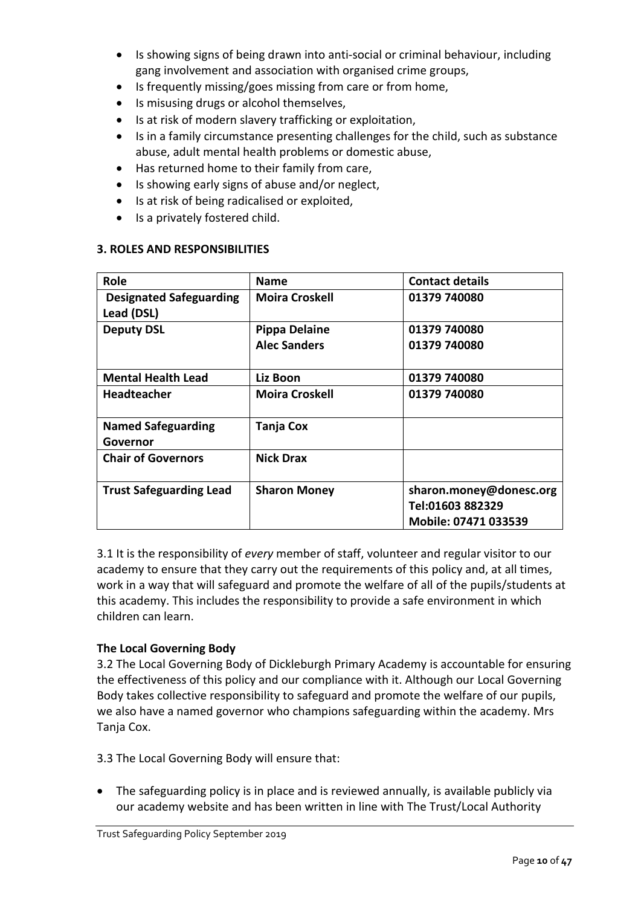- Is showing signs of being drawn into anti-social or criminal behaviour, including gang involvement and association with organised crime groups,
- Is frequently missing/goes missing from care or from home,
- Is misusing drugs or alcohol themselves,
- Is at risk of modern slavery trafficking or exploitation,
- Is in a family circumstance presenting challenges for the child, such as substance abuse, adult mental health problems or domestic abuse,
- Has returned home to their family from care,
- Is showing early signs of abuse and/or neglect,
- Is at risk of being radicalised or exploited,
- Is a privately fostered child.

### 3. ROLES AND RESPONSIBILITIES

| Role | Name | Contact details |
| --- | --- | --- |
| **Designated Safeguarding Lead (DSL)** | **Moira Croskell** | **01379 740080** |
| **Deputy DSL** | **Pippa Delaine**<br>**Alec Sanders** | **01379 740080**<br>**01379 740080** |
| **Mental Health Lead** | **Liz Boon** | **01379 740080** |
| **Headteacher** | **Moira Croskell** | **01379 740080** |
| **Named Safeguarding Governor** | **Tanja Cox** | |
| **Chair of Governors** | **Nick Drax** | |
| **Trust Safeguarding Lead** | **Sharon Money** | **sharon.money@donesc.org**<br>**Tel:01603 882329**<br>**Mobile: 07471 033539** |

3.1 It is the responsibility of *every* member of staff, volunteer and regular visitor to our academy to ensure that they carry out the requirements of this policy and, at all times, work in a way that will safeguard and promote the welfare of all of the pupils/students at this academy. This includes the responsibility to provide a safe environment in which children can learn.

**The Local Governing Body**

3.2 The Local Governing Body of Dickleburgh Primary Academy is accountable for ensuring the effectiveness of this policy and our compliance with it. Although our Local Governing Body takes collective responsibility to safeguard and promote the welfare of our pupils, we also have a named governor who champions safeguarding within the academy. Mrs Tanja Cox.

3.3 The Local Governing Body will ensure that:

- The safeguarding policy is in place and is reviewed annually, is available publicly via our academy website and has been written in line with The Trust/Local Authority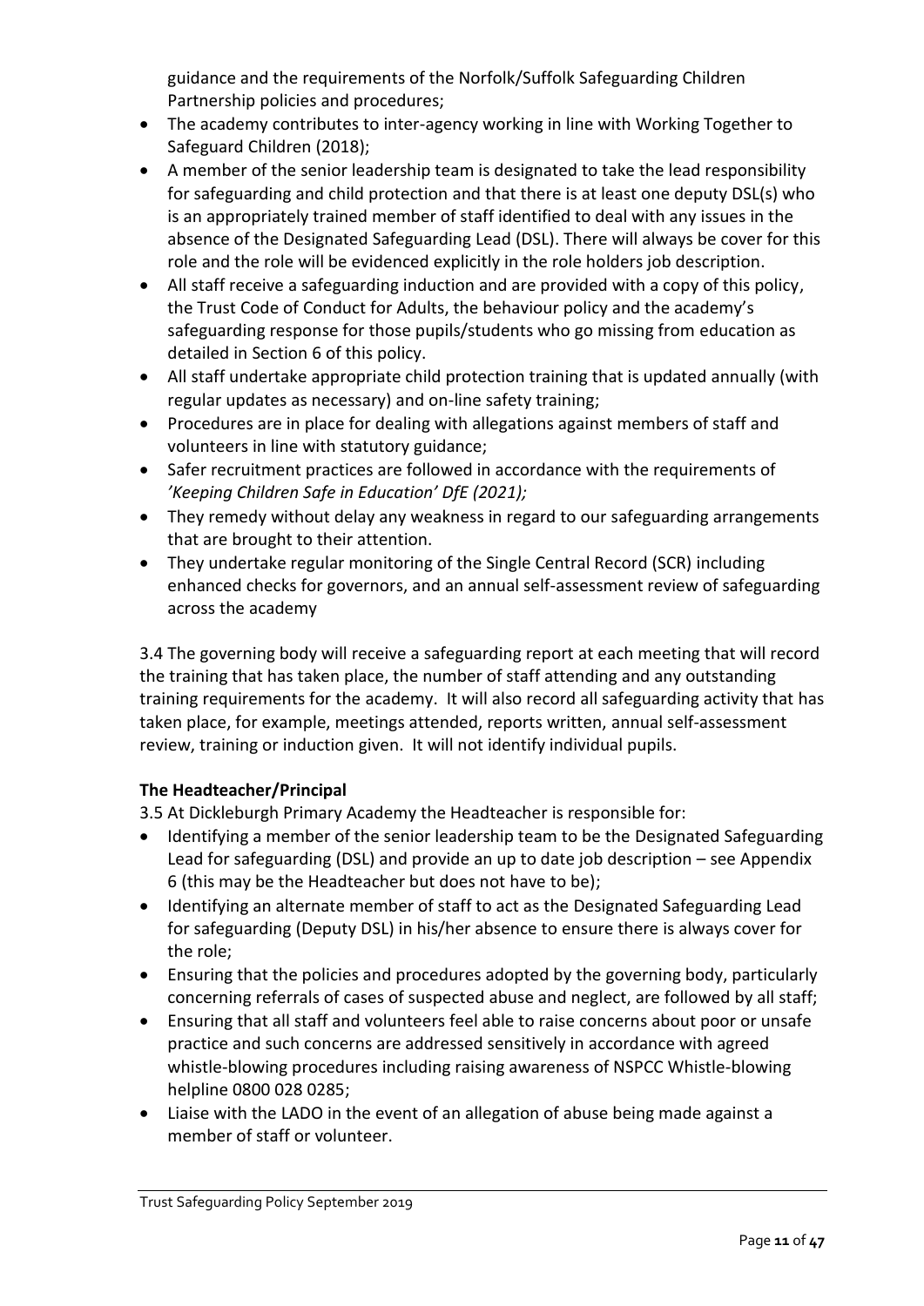guidance and the requirements of the Norfolk/Suffolk Safeguarding Children Partnership policies and procedures;

- The academy contributes to inter-agency working in line with Working Together to Safeguard Children (2018);
- A member of the senior leadership team is designated to take the lead responsibility for safeguarding and child protection and that there is at least one deputy DSL(s) who is an appropriately trained member of staff identified to deal with any issues in the absence of the Designated Safeguarding Lead (DSL). There will always be cover for this role and the role will be evidenced explicitly in the role holders job description.
- All staff receive a safeguarding induction and are provided with a copy of this policy, the Trust Code of Conduct for Adults, the behaviour policy and the academy's safeguarding response for those pupils/students who go missing from education as detailed in Section 6 of this policy.
- All staff undertake appropriate child protection training that is updated annually (with regular updates as necessary) and on-line safety training;
- Procedures are in place for dealing with allegations against members of staff and volunteers in line with statutory guidance;
- Safer recruitment practices are followed in accordance with the requirements of *'Keeping Children Safe in Education' DfE (2021);*
- They remedy without delay any weakness in regard to our safeguarding arrangements that are brought to their attention.
- They undertake regular monitoring of the Single Central Record (SCR) including enhanced checks for governors, and an annual self-assessment review of safeguarding across the academy

3.4 The governing body will receive a safeguarding report at each meeting that will record the training that has taken place, the number of staff attending and any outstanding training requirements for the academy. It will also record all safeguarding activity that has taken place, for example, meetings attended, reports written, annual self-assessment review, training or induction given. It will not identify individual pupils.

**The Headteacher/Principal**

3.5 At Dickleburgh Primary Academy the Headteacher is responsible for:

- Identifying a member of the senior leadership team to be the Designated Safeguarding Lead for safeguarding (DSL) and provide an up to date job description – see Appendix 6 (this may be the Headteacher but does not have to be);
- Identifying an alternate member of staff to act as the Designated Safeguarding Lead for safeguarding (Deputy DSL) in his/her absence to ensure there is always cover for the role;
- Ensuring that the policies and procedures adopted by the governing body, particularly concerning referrals of cases of suspected abuse and neglect, are followed by all staff;
- Ensuring that all staff and volunteers feel able to raise concerns about poor or unsafe practice and such concerns are addressed sensitively in accordance with agreed whistle-blowing procedures including raising awareness of NSPCC Whistle-blowing helpline 0800 028 0285;
- Liaise with the LADO in the event of an allegation of abuse being made against a member of staff or volunteer.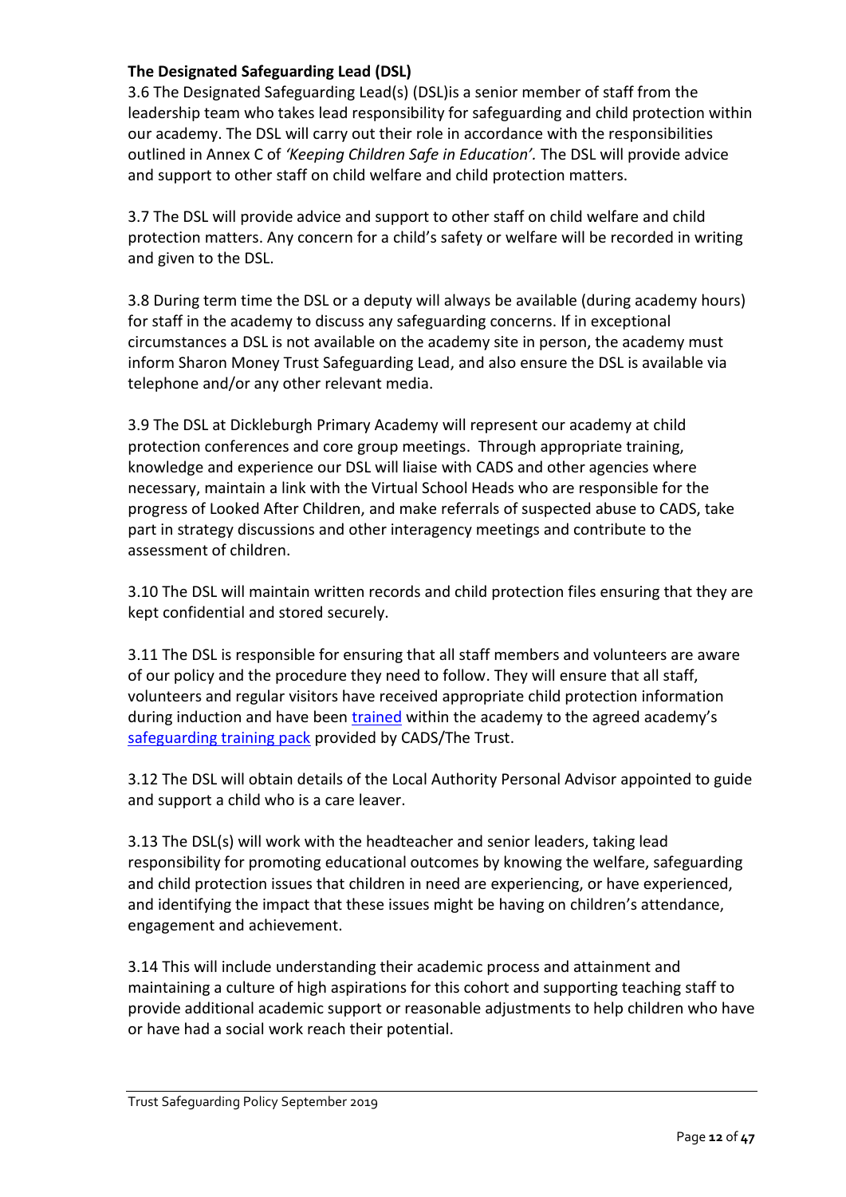**The Designated Safeguarding Lead (DSL)**

3.6 The Designated Safeguarding Lead(s) (DSL)is a senior member of staff from the leadership team who takes lead responsibility for safeguarding and child protection within our academy. The DSL will carry out their role in accordance with the responsibilities outlined in Annex C of *'Keeping Children Safe in Education'.* The DSL will provide advice and support to other staff on child welfare and child protection matters.

3.7 The DSL will provide advice and support to other staff on child welfare and child protection matters. Any concern for a child's safety or welfare will be recorded in writing and given to the DSL.

3.8 During term time the DSL or a deputy will always be available (during academy hours) for staff in the academy to discuss any safeguarding concerns. If in exceptional circumstances a DSL is not available on the academy site in person, the academy must inform Sharon Money Trust Safeguarding Lead, and also ensure the DSL is available via telephone and/or any other relevant media.

3.9 The DSL at Dickleburgh Primary Academy will represent our academy at child protection conferences and core group meetings. Through appropriate training, knowledge and experience our DSL will liaise with CADS and other agencies where necessary, maintain a link with the Virtual School Heads who are responsible for the progress of Looked After Children, and make referrals of suspected abuse to CADS, take part in strategy discussions and other interagency meetings and contribute to the assessment of children.

3.10 The DSL will maintain written records and child protection files ensuring that they are kept confidential and stored securely.

3.11 The DSL is responsible for ensuring that all staff members and volunteers are aware of our policy and the procedure they need to follow. They will ensure that all staff, volunteers and regular visitors have received appropriate child protection information during induction and have been trained within the academy to the agreed academy's safeguarding training pack provided by CADS/The Trust.

3.12 The DSL will obtain details of the Local Authority Personal Advisor appointed to guide and support a child who is a care leaver.

3.13 The DSL(s) will work with the headteacher and senior leaders, taking lead responsibility for promoting educational outcomes by knowing the welfare, safeguarding and child protection issues that children in need are experiencing, or have experienced, and identifying the impact that these issues might be having on children's attendance, engagement and achievement.

3.14 This will include understanding their academic process and attainment and maintaining a culture of high aspirations for this cohort and supporting teaching staff to provide additional academic support or reasonable adjustments to help children who have or have had a social work reach their potential.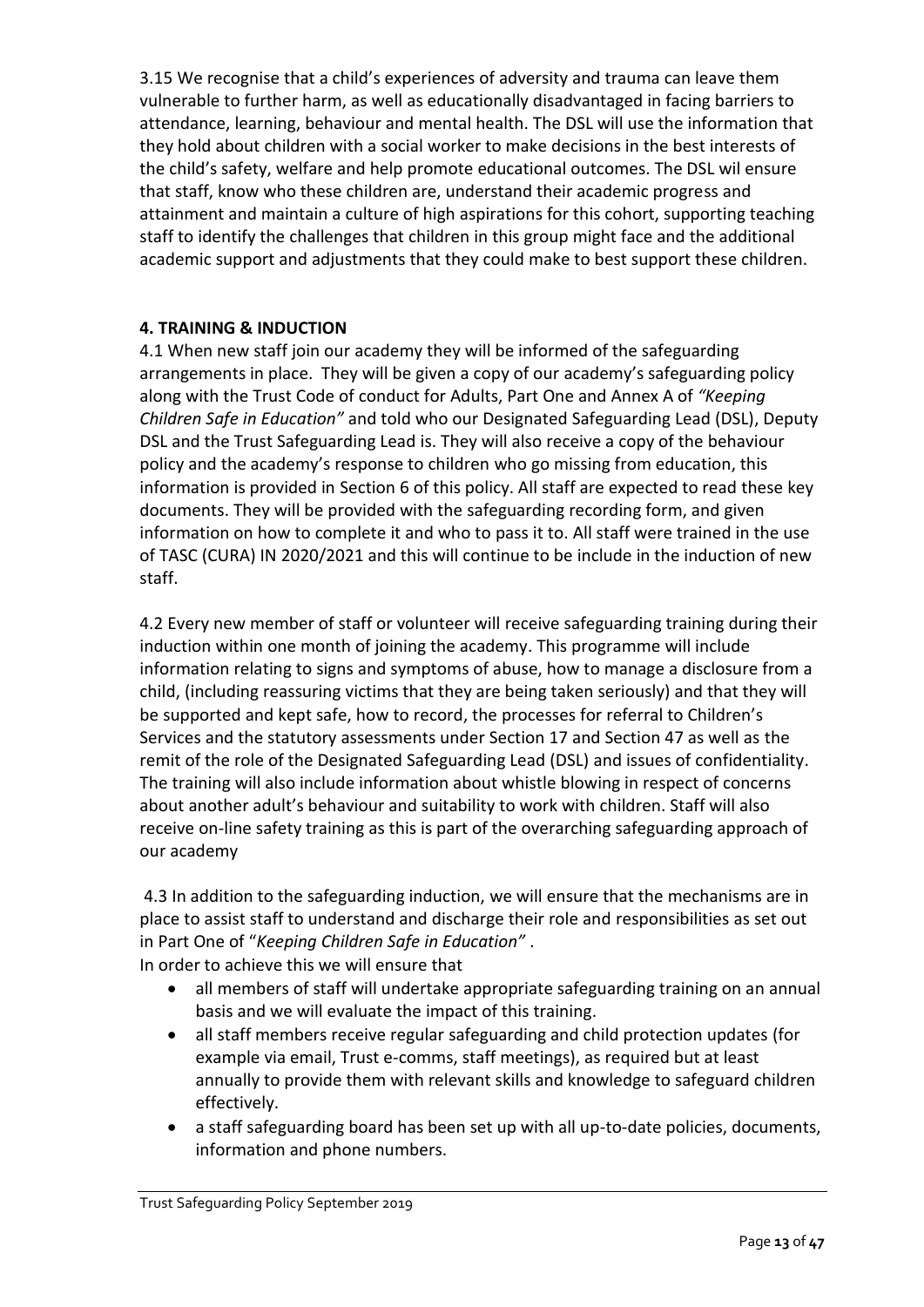3.15 We recognise that a child's experiences of adversity and trauma can leave them vulnerable to further harm, as well as educationally disadvantaged in facing barriers to attendance, learning, behaviour and mental health. The DSL will use the information that they hold about children with a social worker to make decisions in the best interests of the child's safety, welfare and help promote educational outcomes. The DSL wil ensure that staff, know who these children are, understand their academic progress and attainment and maintain a culture of high aspirations for this cohort, supporting teaching staff to identify the challenges that children in this group might face and the additional academic support and adjustments that they could make to best support these children.

## 4. TRAINING & INDUCTION

4.1 When new staff join our academy they will be informed of the safeguarding arrangements in place. They will be given a copy of our academy's safeguarding policy along with the Trust Code of conduct for Adults, Part One and Annex A of *"Keeping Children Safe in Education"* and told who our Designated Safeguarding Lead (DSL), Deputy DSL and the Trust Safeguarding Lead is. They will also receive a copy of the behaviour policy and the academy's response to children who go missing from education, this information is provided in Section 6 of this policy. All staff are expected to read these key documents. They will be provided with the safeguarding recording form, and given information on how to complete it and who to pass it to. All staff were trained in the use of TASC (CURA) IN 2020/2021 and this will continue to be include in the induction of new staff.

4.2 Every new member of staff or volunteer will receive safeguarding training during their induction within one month of joining the academy. This programme will include information relating to signs and symptoms of abuse, how to manage a disclosure from a child, (including reassuring victims that they are being taken seriously) and that they will be supported and kept safe, how to record, the processes for referral to Children's Services and the statutory assessments under Section 17 and Section 47 as well as the remit of the role of the Designated Safeguarding Lead (DSL) and issues of confidentiality. The training will also include information about whistle blowing in respect of concerns about another adult's behaviour and suitability to work with children. Staff will also receive on-line safety training as this is part of the overarching safeguarding approach of our academy

4.3 In addition to the safeguarding induction, we will ensure that the mechanisms are in place to assist staff to understand and discharge their role and responsibilities as set out in Part One of "*Keeping Children Safe in Education*" .
In order to achieve this we will ensure that

- all members of staff will undertake appropriate safeguarding training on an annual basis and we will evaluate the impact of this training.
- all staff members receive regular safeguarding and child protection updates (for example via email, Trust e-comms, staff meetings), as required but at least annually to provide them with relevant skills and knowledge to safeguard children effectively.
- a staff safeguarding board has been set up with all up-to-date policies, documents, information and phone numbers.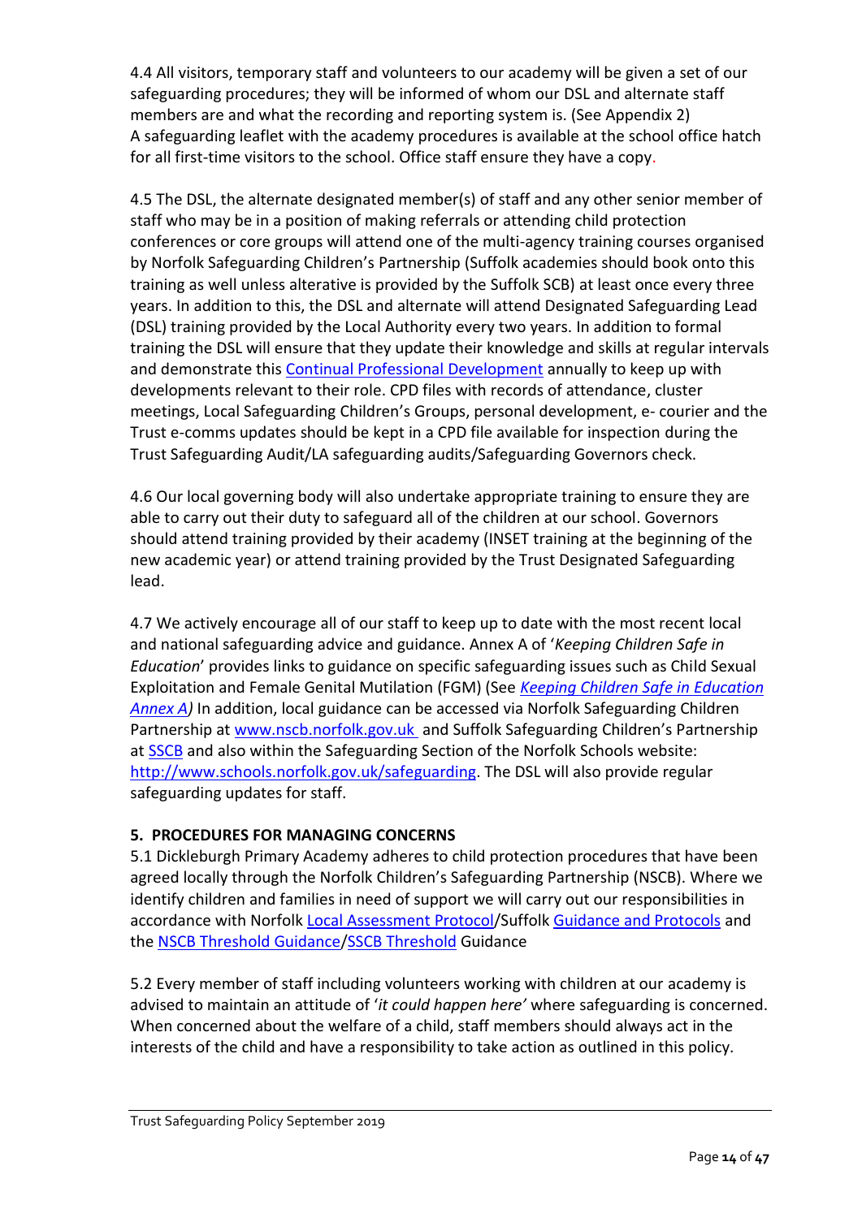4.4 All visitors, temporary staff and volunteers to our academy will be given a set of our safeguarding procedures; they will be informed of whom our DSL and alternate staff members are and what the recording and reporting system is. (See Appendix 2)
A safeguarding leaflet with the academy procedures is available at the school office hatch for all first-time visitors to the school. Office staff ensure they have a copy.

4.5 The DSL, the alternate designated member(s) of staff and any other senior member of staff who may be in a position of making referrals or attending child protection conferences or core groups will attend one of the multi-agency training courses organised by Norfolk Safeguarding Children's Partnership (Suffolk academies should book onto this training as well unless alterative is provided by the Suffolk SCB) at least once every three years. In addition to this, the DSL and alternate will attend Designated Safeguarding Lead (DSL) training provided by the Local Authority every two years. In addition to formal training the DSL will ensure that they update their knowledge and skills at regular intervals and demonstrate this [Continual Professional Development] annually to keep up with developments relevant to their role. CPD files with records of attendance, cluster meetings, Local Safeguarding Children's Groups, personal development, e- courier and the Trust e-comms updates should be kept in a CPD file available for inspection during the Trust Safeguarding Audit/LA safeguarding audits/Safeguarding Governors check.

4.6 Our local governing body will also undertake appropriate training to ensure they are able to carry out their duty to safeguard all of the children at our school. Governors should attend training provided by their academy (INSET training at the beginning of the new academic year) or attend training provided by the Trust Designated Safeguarding lead.

4.7 We actively encourage all of our staff to keep up to date with the most recent local and national safeguarding advice and guidance. Annex A of '*Keeping Children Safe in Education*' provides links to guidance on specific safeguarding issues such as Child Sexual Exploitation and Female Genital Mutilation (FGM) (See *Keeping Children Safe in Education Annex A)* In addition, local guidance can be accessed via Norfolk Safeguarding Children Partnership at www.nscb.norfolk.gov.uk and Suffolk Safeguarding Children's Partnership at SSCB and also within the Safeguarding Section of the Norfolk Schools website: http://www.schools.norfolk.gov.uk/safeguarding. The DSL will also provide regular safeguarding updates for staff.

## 5. PROCEDURES FOR MANAGING CONCERNS

5.1 Dickleburgh Primary Academy adheres to child protection procedures that have been agreed locally through the Norfolk Children's Safeguarding Partnership (NSCB). Where we identify children and families in need of support we will carry out our responsibilities in accordance with Norfolk Local Assessment Protocol/Suffolk Guidance and Protocols and the NSCB Threshold Guidance/SSCB Threshold Guidance

5.2 Every member of staff including volunteers working with children at our academy is advised to maintain an attitude of '*it could happen here'* where safeguarding is concerned. When concerned about the welfare of a child, staff members should always act in the interests of the child and have a responsibility to take action as outlined in this policy.

Trust Safeguarding Policy September 2019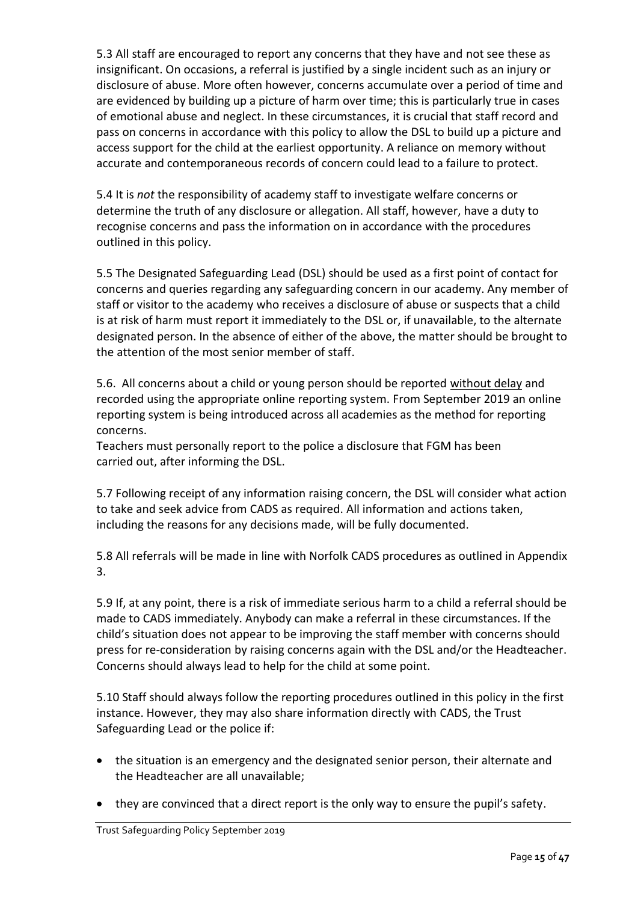5.3 All staff are encouraged to report any concerns that they have and not see these as insignificant. On occasions, a referral is justified by a single incident such as an injury or disclosure of abuse. More often however, concerns accumulate over a period of time and are evidenced by building up a picture of harm over time; this is particularly true in cases of emotional abuse and neglect. In these circumstances, it is crucial that staff record and pass on concerns in accordance with this policy to allow the DSL to build up a picture and access support for the child at the earliest opportunity. A reliance on memory without accurate and contemporaneous records of concern could lead to a failure to protect.

5.4 It is *not* the responsibility of academy staff to investigate welfare concerns or determine the truth of any disclosure or allegation. All staff, however, have a duty to recognise concerns and pass the information on in accordance with the procedures outlined in this policy.

5.5 The Designated Safeguarding Lead (DSL) should be used as a first point of contact for concerns and queries regarding any safeguarding concern in our academy. Any member of staff or visitor to the academy who receives a disclosure of abuse or suspects that a child is at risk of harm must report it immediately to the DSL or, if unavailable, to the alternate designated person. In the absence of either of the above, the matter should be brought to the attention of the most senior member of staff.

5.6. All concerns about a child or young person should be reported <u>without delay</u> and recorded using the appropriate online reporting system. From September 2019 an online reporting system is being introduced across all academies as the method for reporting concerns.
Teachers must personally report to the police a disclosure that FGM has been carried out, after informing the DSL.

5.7 Following receipt of any information raising concern, the DSL will consider what action to take and seek advice from CADS as required. All information and actions taken, including the reasons for any decisions made, will be fully documented.

5.8 All referrals will be made in line with Norfolk CADS procedures as outlined in Appendix 3.

5.9 If, at any point, there is a risk of immediate serious harm to a child a referral should be made to CADS immediately. Anybody can make a referral in these circumstances. If the child's situation does not appear to be improving the staff member with concerns should press for re-consideration by raising concerns again with the DSL and/or the Headteacher. Concerns should always lead to help for the child at some point.

5.10 Staff should always follow the reporting procedures outlined in this policy in the first instance. However, they may also share information directly with CADS, the Trust Safeguarding Lead or the police if:

- the situation is an emergency and the designated senior person, their alternate and the Headteacher are all unavailable;
- they are convinced that a direct report is the only way to ensure the pupil's safety.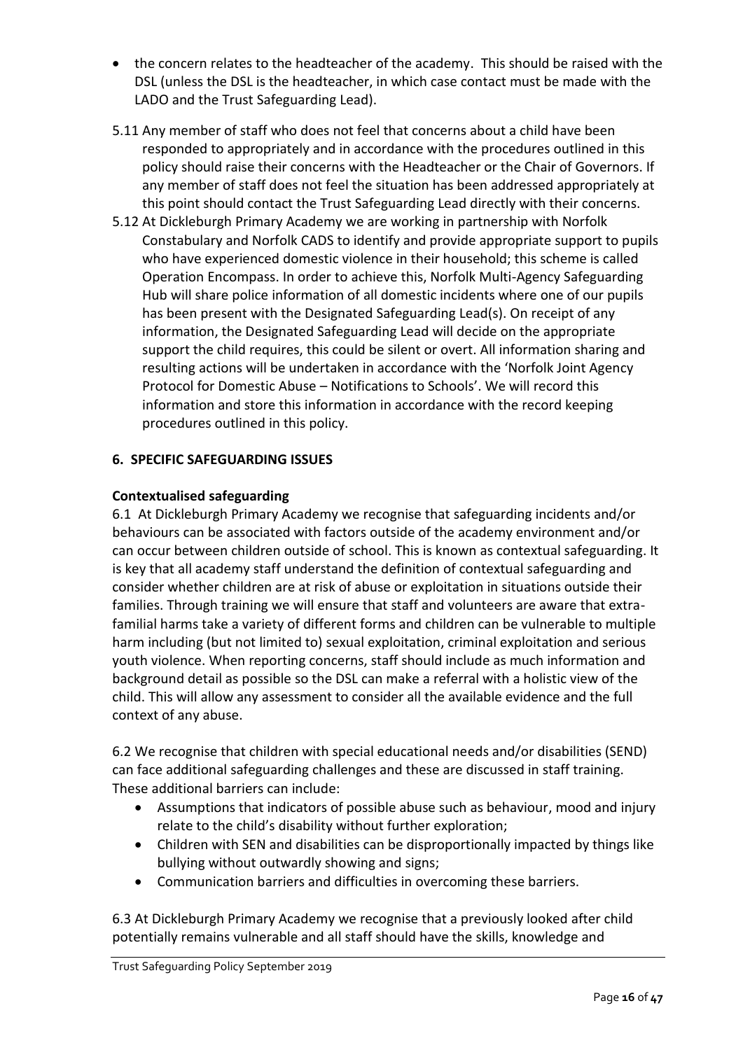- the concern relates to the headteacher of the academy. This should be raised with the DSL (unless the DSL is the headteacher, in which case contact must be made with the LADO and the Trust Safeguarding Lead).

5.11 Any member of staff who does not feel that concerns about a child have been responded to appropriately and in accordance with the procedures outlined in this policy should raise their concerns with the Headteacher or the Chair of Governors. If any member of staff does not feel the situation has been addressed appropriately at this point should contact the Trust Safeguarding Lead directly with their concerns.

5.12 At Dickleburgh Primary Academy we are working in partnership with Norfolk Constabulary and Norfolk CADS to identify and provide appropriate support to pupils who have experienced domestic violence in their household; this scheme is called Operation Encompass. In order to achieve this, Norfolk Multi-Agency Safeguarding Hub will share police information of all domestic incidents where one of our pupils has been present with the Designated Safeguarding Lead(s). On receipt of any information, the Designated Safeguarding Lead will decide on the appropriate support the child requires, this could be silent or overt. All information sharing and resulting actions will be undertaken in accordance with the 'Norfolk Joint Agency Protocol for Domestic Abuse – Notifications to Schools'. We will record this information and store this information in accordance with the record keeping procedures outlined in this policy.

## 6. SPECIFIC SAFEGUARDING ISSUES

### Contextualised safeguarding

6.1 At Dickleburgh Primary Academy we recognise that safeguarding incidents and/or behaviours can be associated with factors outside of the academy environment and/or can occur between children outside of school. This is known as contextual safeguarding. It is key that all academy staff understand the definition of contextual safeguarding and consider whether children are at risk of abuse or exploitation in situations outside their families. Through training we will ensure that staff and volunteers are aware that extra-familial harms take a variety of different forms and children can be vulnerable to multiple harm including (but not limited to) sexual exploitation, criminal exploitation and serious youth violence. When reporting concerns, staff should include as much information and background detail as possible so the DSL can make a referral with a holistic view of the child. This will allow any assessment to consider all the available evidence and the full context of any abuse.

6.2 We recognise that children with special educational needs and/or disabilities (SEND) can face additional safeguarding challenges and these are discussed in staff training. These additional barriers can include:

- Assumptions that indicators of possible abuse such as behaviour, mood and injury relate to the child's disability without further exploration;
- Children with SEN and disabilities can be disproportionally impacted by things like bullying without outwardly showing and signs;
- Communication barriers and difficulties in overcoming these barriers.

6.3 At Dickleburgh Primary Academy we recognise that a previously looked after child potentially remains vulnerable and all staff should have the skills, knowledge and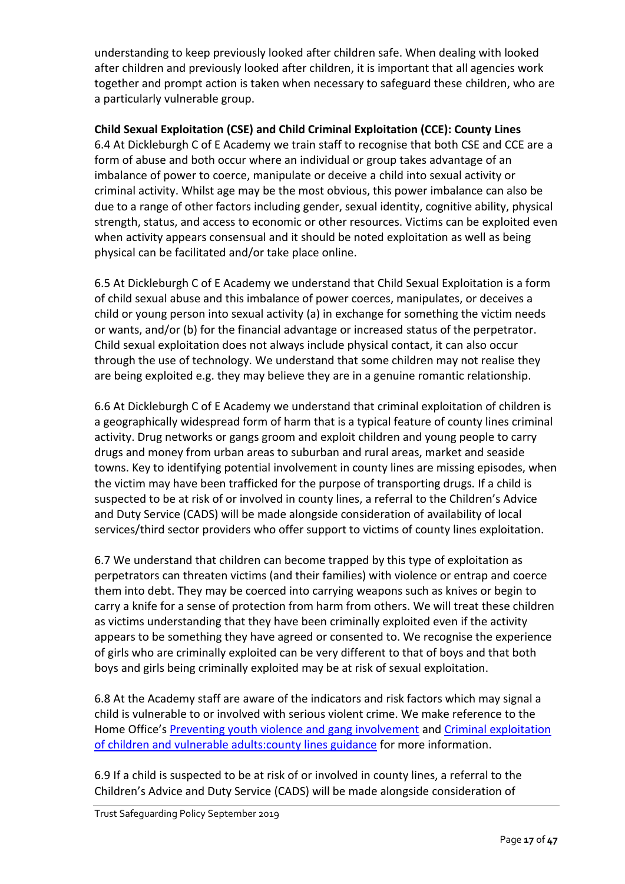understanding to keep previously looked after children safe. When dealing with looked after children and previously looked after children, it is important that all agencies work together and prompt action is taken when necessary to safeguard these children, who are a particularly vulnerable group.

**Child Sexual Exploitation (CSE) and Child Criminal Exploitation (CCE): County Lines**

6.4 At Dickleburgh C of E Academy we train staff to recognise that both CSE and CCE are a form of abuse and both occur where an individual or group takes advantage of an imbalance of power to coerce, manipulate or deceive a child into sexual activity or criminal activity. Whilst age may be the most obvious, this power imbalance can also be due to a range of other factors including gender, sexual identity, cognitive ability, physical strength, status, and access to economic or other resources. Victims can be exploited even when activity appears consensual and it should be noted exploitation as well as being physical can be facilitated and/or take place online.

6.5 At Dickleburgh C of E Academy we understand that Child Sexual Exploitation is a form of child sexual abuse and this imbalance of power coerces, manipulates, or deceives a child or young person into sexual activity (a) in exchange for something the victim needs or wants, and/or (b) for the financial advantage or increased status of the perpetrator. Child sexual exploitation does not always include physical contact, it can also occur through the use of technology. We understand that some children may not realise they are being exploited e.g. they may believe they are in a genuine romantic relationship.

6.6 At Dickleburgh C of E Academy we understand that criminal exploitation of children is a geographically widespread form of harm that is a typical feature of county lines criminal activity. Drug networks or gangs groom and exploit children and young people to carry drugs and money from urban areas to suburban and rural areas, market and seaside towns. Key to identifying potential involvement in county lines are missing episodes, when the victim may have been trafficked for the purpose of transporting drugs. If a child is suspected to be at risk of or involved in county lines, a referral to the Children's Advice and Duty Service (CADS) will be made alongside consideration of availability of local services/third sector providers who offer support to victims of county lines exploitation.

6.7 We understand that children can become trapped by this type of exploitation as perpetrators can threaten victims (and their families) with violence or entrap and coerce them into debt. They may be coerced into carrying weapons such as knives or begin to carry a knife for a sense of protection from harm from others. We will treat these children as victims understanding that they have been criminally exploited even if the activity appears to be something they have agreed or consented to. We recognise the experience of girls who are criminally exploited can be very different to that of boys and that both boys and girls being criminally exploited may be at risk of sexual exploitation.

6.8 At the Academy staff are aware of the indicators and risk factors which may signal a child is vulnerable to or involved with serious violent crime. We make reference to the Home Office's Preventing youth violence and gang involvement and Criminal exploitation of children and vulnerable adults:county lines guidance for more information.

6.9 If a child is suspected to be at risk of or involved in county lines, a referral to the Children's Advice and Duty Service (CADS) will be made alongside consideration of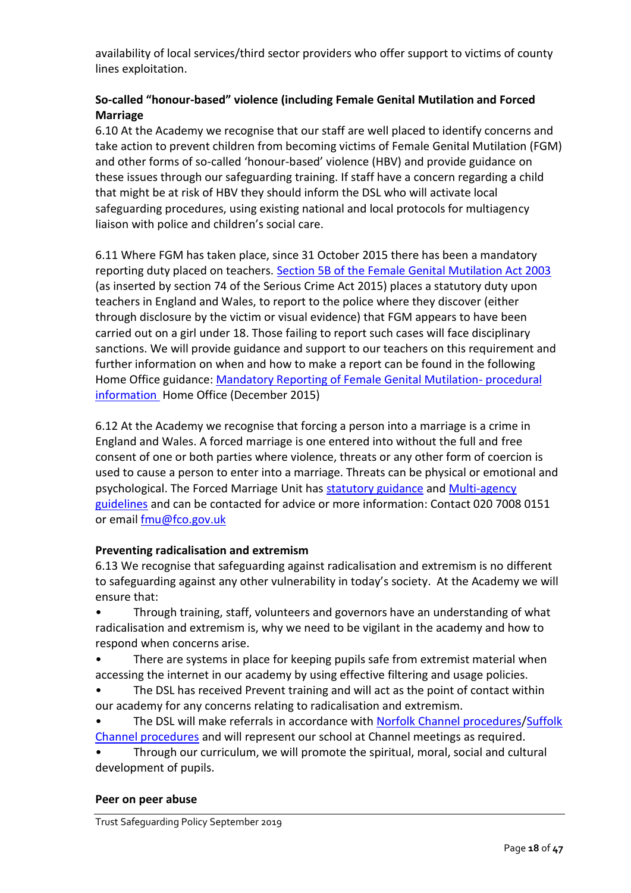availability of local services/third sector providers who offer support to victims of county lines exploitation.

**So-called "honour-based" violence (including Female Genital Mutilation and Forced Marriage**

6.10 At the Academy we recognise that our staff are well placed to identify concerns and take action to prevent children from becoming victims of Female Genital Mutilation (FGM) and other forms of so-called 'honour-based' violence (HBV) and provide guidance on these issues through our safeguarding training. If staff have a concern regarding a child that might be at risk of HBV they should inform the DSL who will activate local safeguarding procedures, using existing national and local protocols for multiagency liaison with police and children's social care.

6.11 Where FGM has taken place, since 31 October 2015 there has been a mandatory reporting duty placed on teachers. Section 5B of the Female Genital Mutilation Act 2003 (as inserted by section 74 of the Serious Crime Act 2015) places a statutory duty upon teachers in England and Wales, to report to the police where they discover (either through disclosure by the victim or visual evidence) that FGM appears to have been carried out on a girl under 18. Those failing to report such cases will face disciplinary sanctions. We will provide guidance and support to our teachers on this requirement and further information on when and how to make a report can be found in the following Home Office guidance: Mandatory Reporting of Female Genital Mutilation- procedural information Home Office (December 2015)

6.12 At the Academy we recognise that forcing a person into a marriage is a crime in England and Wales. A forced marriage is one entered into without the full and free consent of one or both parties where violence, threats or any other form of coercion is used to cause a person to enter into a marriage. Threats can be physical or emotional and psychological. The Forced Marriage Unit has statutory guidance and Multi-agency guidelines and can be contacted for advice or more information: Contact 020 7008 0151 or email fmu@fco.gov.uk

**Preventing radicalisation and extremism**

6.13 We recognise that safeguarding against radicalisation and extremism is no different to safeguarding against any other vulnerability in today's society. At the Academy we will ensure that:

- Through training, staff, volunteers and governors have an understanding of what radicalisation and extremism is, why we need to be vigilant in the academy and how to respond when concerns arise.
- There are systems in place for keeping pupils safe from extremist material when accessing the internet in our academy by using effective filtering and usage policies.
- The DSL has received Prevent training and will act as the point of contact within our academy for any concerns relating to radicalisation and extremism.
- The DSL will make referrals in accordance with Norfolk Channel procedures/Suffolk Channel procedures and will represent our school at Channel meetings as required.
- Through our curriculum, we will promote the spiritual, moral, social and cultural development of pupils.

**Peer on peer abuse**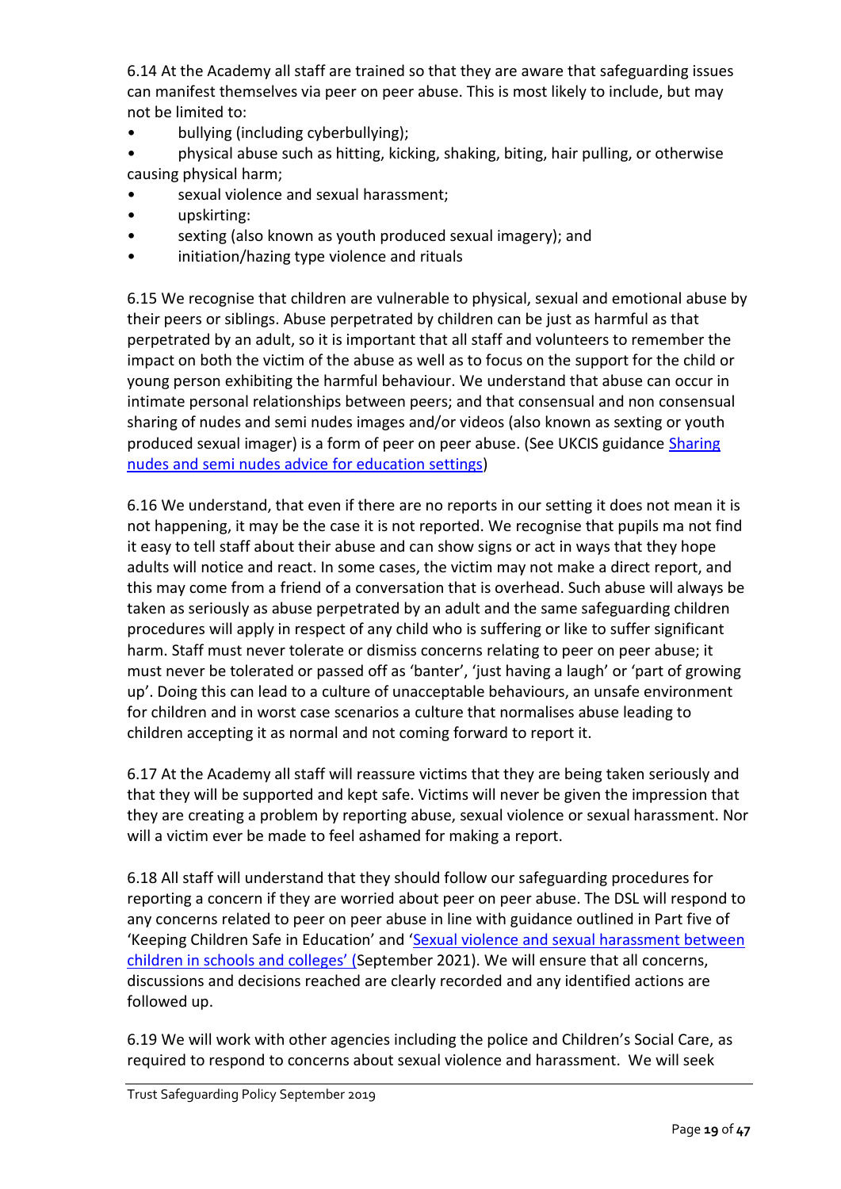6.14 At the Academy all staff are trained so that they are aware that safeguarding issues can manifest themselves via peer on peer abuse. This is most likely to include, but may not be limited to:

- bullying (including cyberbullying);
- physical abuse such as hitting, kicking, shaking, biting, hair pulling, or otherwise causing physical harm;
- sexual violence and sexual harassment;
- upskirting:
- sexting (also known as youth produced sexual imagery); and
- initiation/hazing type violence and rituals

6.15 We recognise that children are vulnerable to physical, sexual and emotional abuse by their peers or siblings. Abuse perpetrated by children can be just as harmful as that perpetrated by an adult, so it is important that all staff and volunteers to remember the impact on both the victim of the abuse as well as to focus on the support for the child or young person exhibiting the harmful behaviour. We understand that abuse can occur in intimate personal relationships between peers; and that consensual and non consensual sharing of nudes and semi nudes images and/or videos (also known as sexting or youth produced sexual imager) is a form of peer on peer abuse. (See UKCIS guidance [Sharing nudes and semi nudes advice for education settings](#))

6.16 We understand, that even if there are no reports in our setting it does not mean it is not happening, it may be the case it is not reported. We recognise that pupils ma not find it easy to tell staff about their abuse and can show signs or act in ways that they hope adults will notice and react. In some cases, the victim may not make a direct report, and this may come from a friend of a conversation that is overhead. Such abuse will always be taken as seriously as abuse perpetrated by an adult and the same safeguarding children procedures will apply in respect of any child who is suffering or like to suffer significant harm. Staff must never tolerate or dismiss concerns relating to peer on peer abuse; it must never be tolerated or passed off as 'banter', 'just having a laugh' or 'part of growing up'. Doing this can lead to a culture of unacceptable behaviours, an unsafe environment for children and in worst case scenarios a culture that normalises abuse leading to children accepting it as normal and not coming forward to report it.

6.17 At the Academy all staff will reassure victims that they are being taken seriously and that they will be supported and kept safe. Victims will never be given the impression that they are creating a problem by reporting abuse, sexual violence or sexual harassment. Nor will a victim ever be made to feel ashamed for making a report.

6.18 All staff will understand that they should follow our safeguarding procedures for reporting a concern if they are worried about peer on peer abuse. The DSL will respond to any concerns related to peer on peer abuse in line with guidance outlined in Part five of 'Keeping Children Safe in Education' and '[Sexual violence and sexual harassment between children in schools and colleges' (](#)September 2021). We will ensure that all concerns, discussions and decisions reached are clearly recorded and any identified actions are followed up.

6.19 We will work with other agencies including the police and Children's Social Care, as required to respond to concerns about sexual violence and harassment. We will seek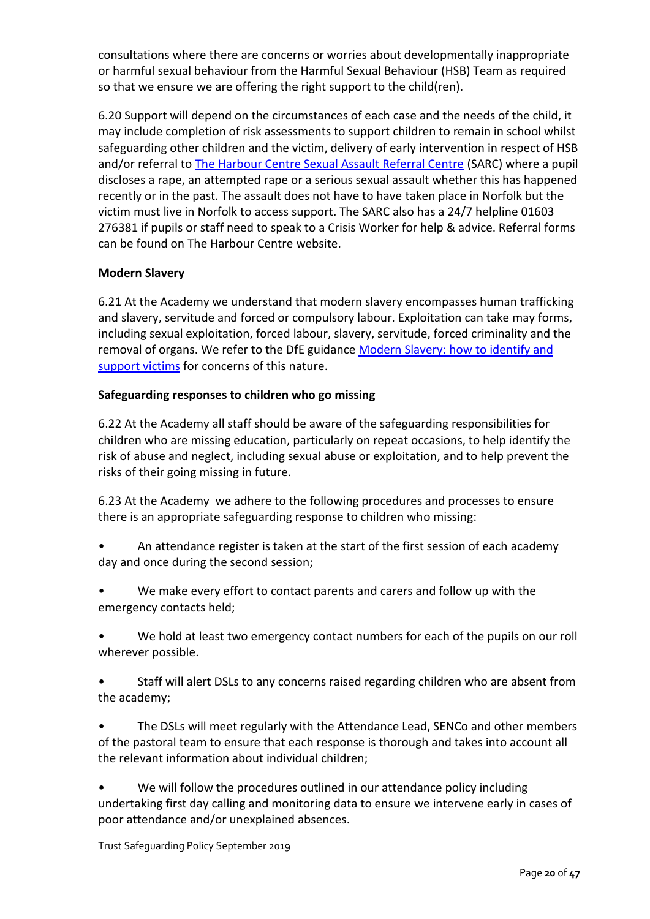consultations where there are concerns or worries about developmentally inappropriate or harmful sexual behaviour from the Harmful Sexual Behaviour (HSB) Team as required so that we ensure we are offering the right support to the child(ren).

6.20 Support will depend on the circumstances of each case and the needs of the child, it may include completion of risk assessments to support children to remain in school whilst safeguarding other children and the victim, delivery of early intervention in respect of HSB and/or referral to [The Harbour Centre Sexual Assault Referral Centre](#) (SARC) where a pupil discloses a rape, an attempted rape or a serious sexual assault whether this has happened recently or in the past. The assault does not have to have taken place in Norfolk but the victim must live in Norfolk to access support. The SARC also has a 24/7 helpline 01603 276381 if pupils or staff need to speak to a Crisis Worker for help & advice. Referral forms can be found on The Harbour Centre website.

**Modern Slavery**

6.21 At the Academy we understand that modern slavery encompasses human trafficking and slavery, servitude and forced or compulsory labour. Exploitation can take may forms, including sexual exploitation, forced labour, slavery, servitude, forced criminality and the removal of organs. We refer to the DfE guidance [Modern Slavery: how to identify and support victims](#) for concerns of this nature.

**Safeguarding responses to children who go missing**

6.22 At the Academy all staff should be aware of the safeguarding responsibilities for children who are missing education, particularly on repeat occasions, to help identify the risk of abuse and neglect, including sexual abuse or exploitation, and to help prevent the risks of their going missing in future.

6.23 At the Academy we adhere to the following procedures and processes to ensure there is an appropriate safeguarding response to children who missing:

- An attendance register is taken at the start of the first session of each academy day and once during the second session;
- We make every effort to contact parents and carers and follow up with the emergency contacts held;
- We hold at least two emergency contact numbers for each of the pupils on our roll wherever possible.
- Staff will alert DSLs to any concerns raised regarding children who are absent from the academy;
- The DSLs will meet regularly with the Attendance Lead, SENCo and other members of the pastoral team to ensure that each response is thorough and takes into account all the relevant information about individual children;
- We will follow the procedures outlined in our attendance policy including undertaking first day calling and monitoring data to ensure we intervene early in cases of poor attendance and/or unexplained absences.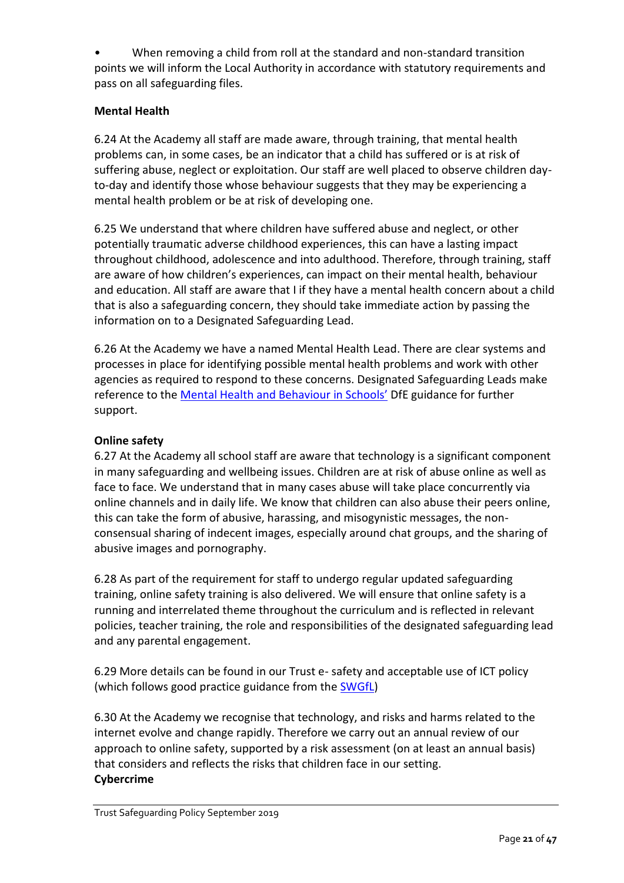- When removing a child from roll at the standard and non-standard transition points we will inform the Local Authority in accordance with statutory requirements and pass on all safeguarding files.

**Mental Health**

6.24 At the Academy all staff are made aware, through training, that mental health problems can, in some cases, be an indicator that a child has suffered or is at risk of suffering abuse, neglect or exploitation. Our staff are well placed to observe children day-to-day and identify those whose behaviour suggests that they may be experiencing a mental health problem or be at risk of developing one.

6.25 We understand that where children have suffered abuse and neglect, or other potentially traumatic adverse childhood experiences, this can have a lasting impact throughout childhood, adolescence and into adulthood. Therefore, through training, staff are aware of how children's experiences, can impact on their mental health, behaviour and education. All staff are aware that I if they have a mental health concern about a child that is also a safeguarding concern, they should take immediate action by passing the information on to a Designated Safeguarding Lead.

6.26 At the Academy we have a named Mental Health Lead. There are clear systems and processes in place for identifying possible mental health problems and work with other agencies as required to respond to these concerns. Designated Safeguarding Leads make reference to the [Mental Health and Behaviour in Schools'] DfE guidance for further support.

**Online safety**

6.27 At the Academy all school staff are aware that technology is a significant component in many safeguarding and wellbeing issues. Children are at risk of abuse online as well as face to face. We understand that in many cases abuse will take place concurrently via online channels and in daily life. We know that children can also abuse their peers online, this can take the form of abusive, harassing, and misogynistic messages, the non-consensual sharing of indecent images, especially around chat groups, and the sharing of abusive images and pornography.

6.28 As part of the requirement for staff to undergo regular updated safeguarding training, online safety training is also delivered. We will ensure that online safety is a running and interrelated theme throughout the curriculum and is reflected in relevant policies, teacher training, the role and responsibilities of the designated safeguarding lead and any parental engagement.

6.29 More details can be found in our Trust e- safety and acceptable use of ICT policy (which follows good practice guidance from the [SWGfL])

6.30 At the Academy we recognise that technology, and risks and harms related to the internet evolve and change rapidly. Therefore we carry out an annual review of our approach to online safety, supported by a risk assessment (on at least an annual basis) that considers and reflects the risks that children face in our setting.

**Cybercrime**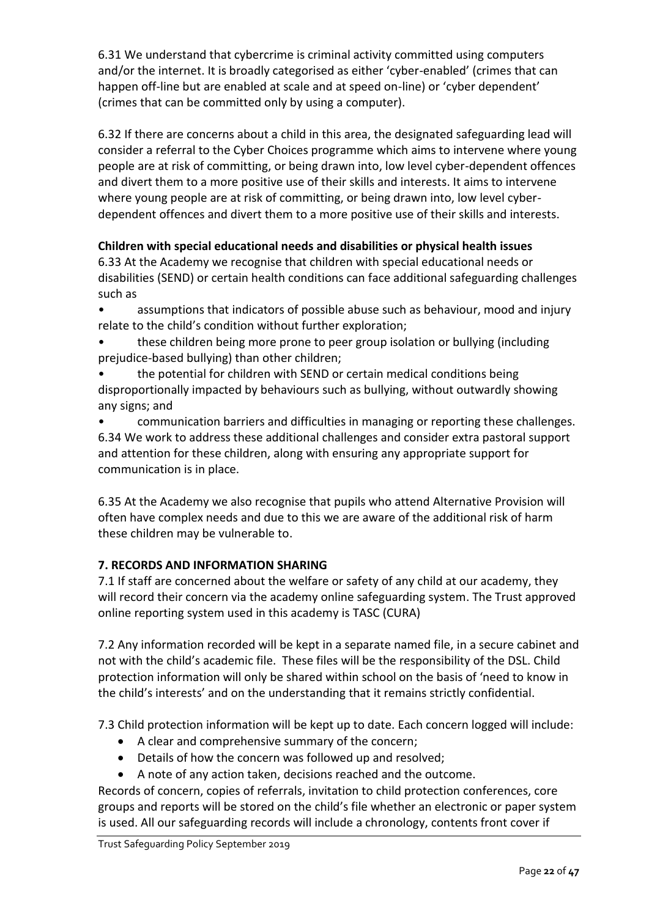6.31 We understand that cybercrime is criminal activity committed using computers and/or the internet. It is broadly categorised as either 'cyber-enabled' (crimes that can happen off-line but are enabled at scale and at speed on-line) or 'cyber dependent' (crimes that can be committed only by using a computer).

6.32 If there are concerns about a child in this area, the designated safeguarding lead will consider a referral to the Cyber Choices programme which aims to intervene where young people are at risk of committing, or being drawn into, low level cyber-dependent offences and divert them to a more positive use of their skills and interests. It aims to intervene where young people are at risk of committing, or being drawn into, low level cyber-dependent offences and divert them to a more positive use of their skills and interests.

**Children with special educational needs and disabilities or physical health issues**

6.33 At the Academy we recognise that children with special educational needs or disabilities (SEND) or certain health conditions can face additional safeguarding challenges such as

- assumptions that indicators of possible abuse such as behaviour, mood and injury relate to the child's condition without further exploration;
- these children being more prone to peer group isolation or bullying (including prejudice-based bullying) than other children;
- the potential for children with SEND or certain medical conditions being disproportionally impacted by behaviours such as bullying, without outwardly showing any signs; and
- communication barriers and difficulties in managing or reporting these challenges.

6.34 We work to address these additional challenges and consider extra pastoral support and attention for these children, along with ensuring any appropriate support for communication is in place.

6.35 At the Academy we also recognise that pupils who attend Alternative Provision will often have complex needs and due to this we are aware of the additional risk of harm these children may be vulnerable to.

## 7. RECORDS AND INFORMATION SHARING

7.1 If staff are concerned about the welfare or safety of any child at our academy, they will record their concern via the academy online safeguarding system. The Trust approved online reporting system used in this academy is TASC (CURA)

7.2 Any information recorded will be kept in a separate named file, in a secure cabinet and not with the child's academic file. These files will be the responsibility of the DSL. Child protection information will only be shared within school on the basis of 'need to know in the child's interests' and on the understanding that it remains strictly confidential.

7.3 Child protection information will be kept up to date. Each concern logged will include:

- A clear and comprehensive summary of the concern;
- Details of how the concern was followed up and resolved;
- A note of any action taken, decisions reached and the outcome.

Records of concern, copies of referrals, invitation to child protection conferences, core groups and reports will be stored on the child's file whether an electronic or paper system is used. All our safeguarding records will include a chronology, contents front cover if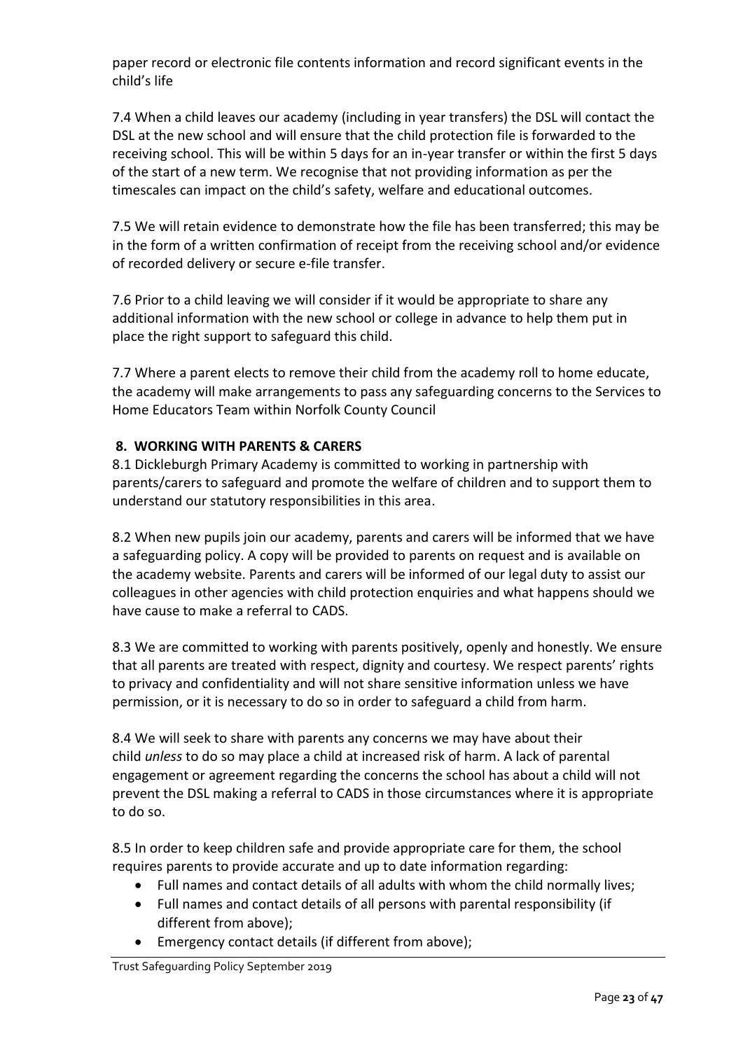paper record or electronic file contents information and record significant events in the child's life

7.4 When a child leaves our academy (including in year transfers) the DSL will contact the DSL at the new school and will ensure that the child protection file is forwarded to the receiving school. This will be within 5 days for an in-year transfer or within the first 5 days of the start of a new term. We recognise that not providing information as per the timescales can impact on the child's safety, welfare and educational outcomes.

7.5 We will retain evidence to demonstrate how the file has been transferred; this may be in the form of a written confirmation of receipt from the receiving school and/or evidence of recorded delivery or secure e-file transfer.

7.6 Prior to a child leaving we will consider if it would be appropriate to share any additional information with the new school or college in advance to help them put in place the right support to safeguard this child.

7.7 Where a parent elects to remove their child from the academy roll to home educate, the academy will make arrangements to pass any safeguarding concerns to the Services to Home Educators Team within Norfolk County Council

## 8. WORKING WITH PARENTS & CARERS

8.1 Dickleburgh Primary Academy is committed to working in partnership with parents/carers to safeguard and promote the welfare of children and to support them to understand our statutory responsibilities in this area.

8.2 When new pupils join our academy, parents and carers will be informed that we have a safeguarding policy. A copy will be provided to parents on request and is available on the academy website. Parents and carers will be informed of our legal duty to assist our colleagues in other agencies with child protection enquiries and what happens should we have cause to make a referral to CADS.

8.3 We are committed to working with parents positively, openly and honestly. We ensure that all parents are treated with respect, dignity and courtesy. We respect parents' rights to privacy and confidentiality and will not share sensitive information unless we have permission, or it is necessary to do so in order to safeguard a child from harm.

8.4 We will seek to share with parents any concerns we may have about their child *unless* to do so may place a child at increased risk of harm. A lack of parental engagement or agreement regarding the concerns the school has about a child will not prevent the DSL making a referral to CADS in those circumstances where it is appropriate to do so.

8.5 In order to keep children safe and provide appropriate care for them, the school requires parents to provide accurate and up to date information regarding:

- Full names and contact details of all adults with whom the child normally lives;
- Full names and contact details of all persons with parental responsibility (if different from above);
- Emergency contact details (if different from above);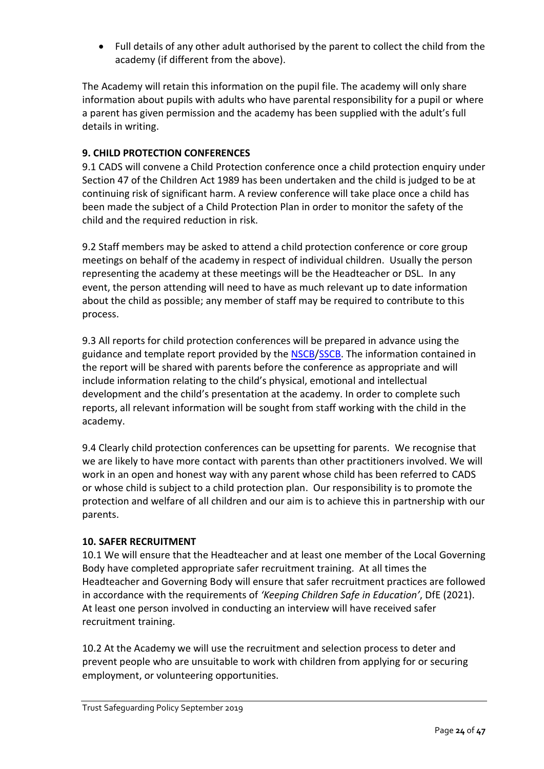- Full details of any other adult authorised by the parent to collect the child from the academy (if different from the above).

The Academy will retain this information on the pupil file. The academy will only share information about pupils with adults who have parental responsibility for a pupil or where a parent has given permission and the academy has been supplied with the adult's full details in writing.

**9. CHILD PROTECTION CONFERENCES**

9.1 CADS will convene a Child Protection conference once a child protection enquiry under Section 47 of the Children Act 1989 has been undertaken and the child is judged to be at continuing risk of significant harm. A review conference will take place once a child has been made the subject of a Child Protection Plan in order to monitor the safety of the child and the required reduction in risk.

9.2 Staff members may be asked to attend a child protection conference or core group meetings on behalf of the academy in respect of individual children. Usually the person representing the academy at these meetings will be the Headteacher or DSL. In any event, the person attending will need to have as much relevant up to date information about the child as possible; any member of staff may be required to contribute to this process.

9.3 All reports for child protection conferences will be prepared in advance using the guidance and template report provided by the NSCB/SSCB. The information contained in the report will be shared with parents before the conference as appropriate and will include information relating to the child's physical, emotional and intellectual development and the child's presentation at the academy. In order to complete such reports, all relevant information will be sought from staff working with the child in the academy.

9.4 Clearly child protection conferences can be upsetting for parents. We recognise that we are likely to have more contact with parents than other practitioners involved. We will work in an open and honest way with any parent whose child has been referred to CADS or whose child is subject to a child protection plan. Our responsibility is to promote the protection and welfare of all children and our aim is to achieve this in partnership with our parents.

**10. SAFER RECRUITMENT**

10.1 We will ensure that the Headteacher and at least one member of the Local Governing Body have completed appropriate safer recruitment training. At all times the Headteacher and Governing Body will ensure that safer recruitment practices are followed in accordance with the requirements of *'Keeping Children Safe in Education'*, DfE (2021). At least one person involved in conducting an interview will have received safer recruitment training.

10.2 At the Academy we will use the recruitment and selection process to deter and prevent people who are unsuitable to work with children from applying for or securing employment, or volunteering opportunities.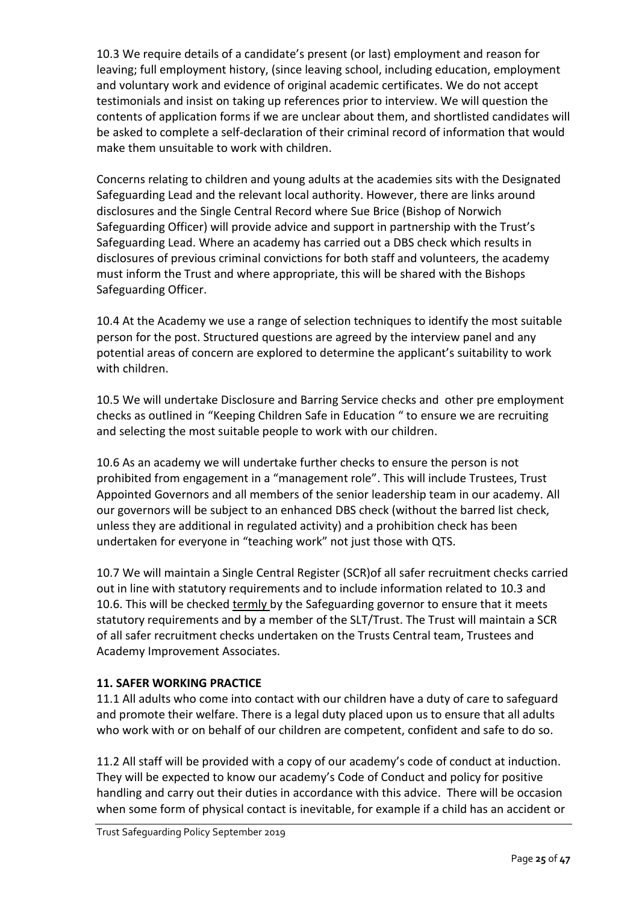10.3 We require details of a candidate's present (or last) employment and reason for leaving; full employment history, (since leaving school, including education, employment and voluntary work and evidence of original academic certificates. We do not accept testimonials and insist on taking up references prior to interview. We will question the contents of application forms if we are unclear about them, and shortlisted candidates will be asked to complete a self-declaration of their criminal record of information that would make them unsuitable to work with children.

Concerns relating to children and young adults at the academies sits with the Designated Safeguarding Lead and the relevant local authority. However, there are links around disclosures and the Single Central Record where Sue Brice (Bishop of Norwich Safeguarding Officer) will provide advice and support in partnership with the Trust's Safeguarding Lead. Where an academy has carried out a DBS check which results in disclosures of previous criminal convictions for both staff and volunteers, the academy must inform the Trust and where appropriate, this will be shared with the Bishops Safeguarding Officer.

10.4 At the Academy we use a range of selection techniques to identify the most suitable person for the post. Structured questions are agreed by the interview panel and any potential areas of concern are explored to determine the applicant's suitability to work with children.

10.5 We will undertake Disclosure and Barring Service checks and other pre employment checks as outlined in "Keeping Children Safe in Education " to ensure we are recruiting and selecting the most suitable people to work with our children.

10.6 As an academy we will undertake further checks to ensure the person is not prohibited from engagement in a "management role". This will include Trustees, Trust Appointed Governors and all members of the senior leadership team in our academy. All our governors will be subject to an enhanced DBS check (without the barred list check, unless they are additional in regulated activity) and a prohibition check has been undertaken for everyone in "teaching work" not just those with QTS.

10.7 We will maintain a Single Central Register (SCR)of all safer recruitment checks carried out in line with statutory requirements and to include information related to 10.3 and 10.6. This will be checked termly by the Safeguarding governor to ensure that it meets statutory requirements and by a member of the SLT/Trust. The Trust will maintain a SCR of all safer recruitment checks undertaken on the Trusts Central team, Trustees and Academy Improvement Associates.

## 11. SAFER WORKING PRACTICE

11.1 All adults who come into contact with our children have a duty of care to safeguard and promote their welfare. There is a legal duty placed upon us to ensure that all adults who work with or on behalf of our children are competent, confident and safe to do so.

11.2 All staff will be provided with a copy of our academy's code of conduct at induction. They will be expected to know our academy's Code of Conduct and policy for positive handling and carry out their duties in accordance with this advice. There will be occasion when some form of physical contact is inevitable, for example if a child has an accident or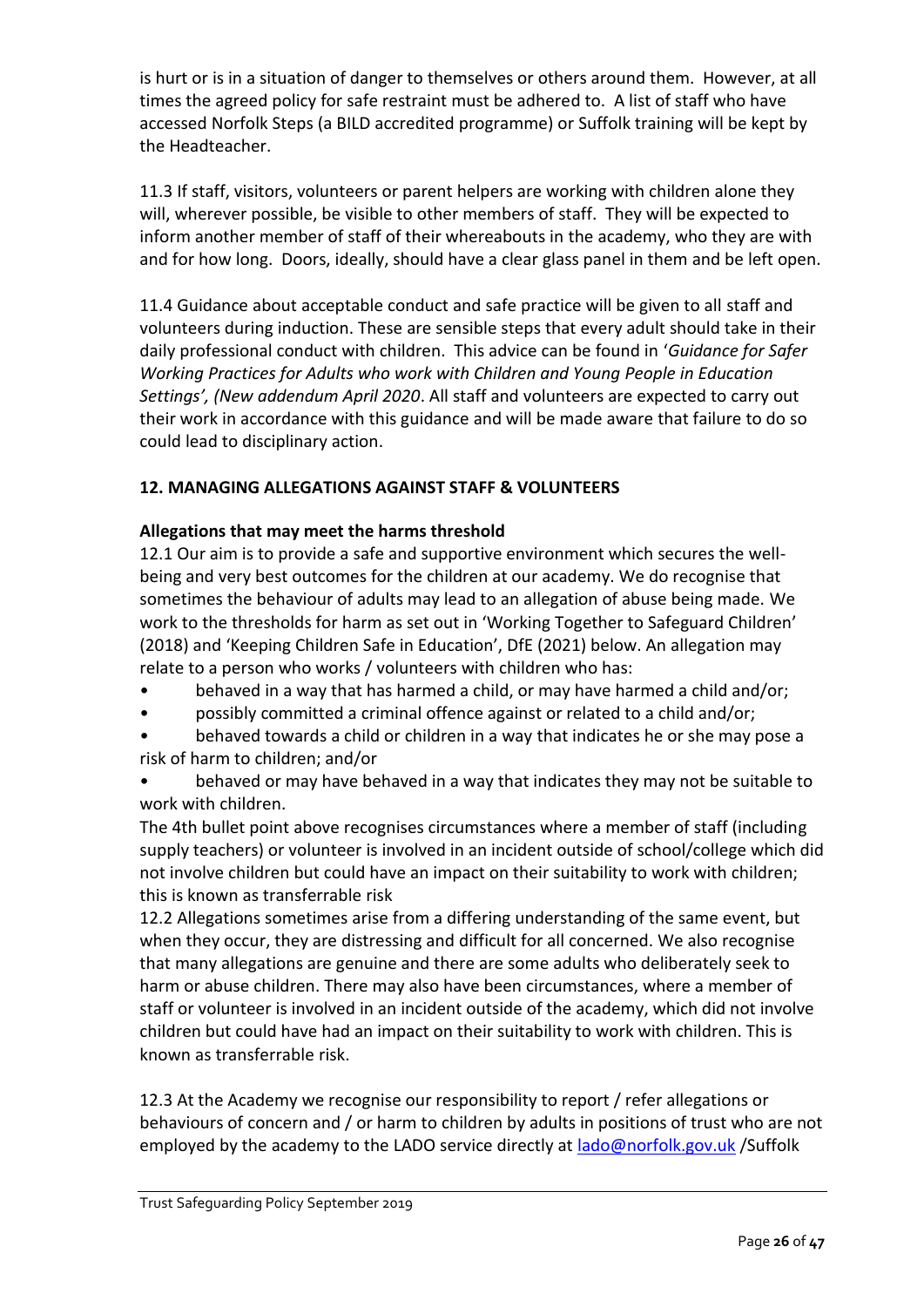is hurt or is in a situation of danger to themselves or others around them. However, at all times the agreed policy for safe restraint must be adhered to. A list of staff who have accessed Norfolk Steps (a BILD accredited programme) or Suffolk training will be kept by the Headteacher.

11.3 If staff, visitors, volunteers or parent helpers are working with children alone they will, wherever possible, be visible to other members of staff. They will be expected to inform another member of staff of their whereabouts in the academy, who they are with and for how long. Doors, ideally, should have a clear glass panel in them and be left open.

11.4 Guidance about acceptable conduct and safe practice will be given to all staff and volunteers during induction. These are sensible steps that every adult should take in their daily professional conduct with children. This advice can be found in '*Guidance for Safer Working Practices for Adults who work with Children and Young People in Education Settings', (New addendum April 2020*. All staff and volunteers are expected to carry out their work in accordance with this guidance and will be made aware that failure to do so could lead to disciplinary action.

## 12. MANAGING ALLEGATIONS AGAINST STAFF & VOLUNTEERS

### Allegations that may meet the harms threshold

12.1 Our aim is to provide a safe and supportive environment which secures the well-being and very best outcomes for the children at our academy. We do recognise that sometimes the behaviour of adults may lead to an allegation of abuse being made. We work to the thresholds for harm as set out in 'Working Together to Safeguard Children' (2018) and 'Keeping Children Safe in Education', DfE (2021) below. An allegation may relate to a person who works / volunteers with children who has:

- behaved in a way that has harmed a child, or may have harmed a child and/or;
- possibly committed a criminal offence against or related to a child and/or;
- behaved towards a child or children in a way that indicates he or she may pose a risk of harm to children; and/or
- behaved or may have behaved in a way that indicates they may not be suitable to work with children.

The 4th bullet point above recognises circumstances where a member of staff (including supply teachers) or volunteer is involved in an incident outside of school/college which did not involve children but could have an impact on their suitability to work with children; this is known as transferrable risk

12.2 Allegations sometimes arise from a differing understanding of the same event, but when they occur, they are distressing and difficult for all concerned. We also recognise that many allegations are genuine and there are some adults who deliberately seek to harm or abuse children. There may also have been circumstances, where a member of staff or volunteer is involved in an incident outside of the academy, which did not involve children but could have had an impact on their suitability to work with children. This is known as transferrable risk.

12.3 At the Academy we recognise our responsibility to report / refer allegations or behaviours of concern and / or harm to children by adults in positions of trust who are not employed by the academy to the LADO service directly at [lado@norfolk.gov.uk](mailto:lado@norfolk.gov.uk) /Suffolk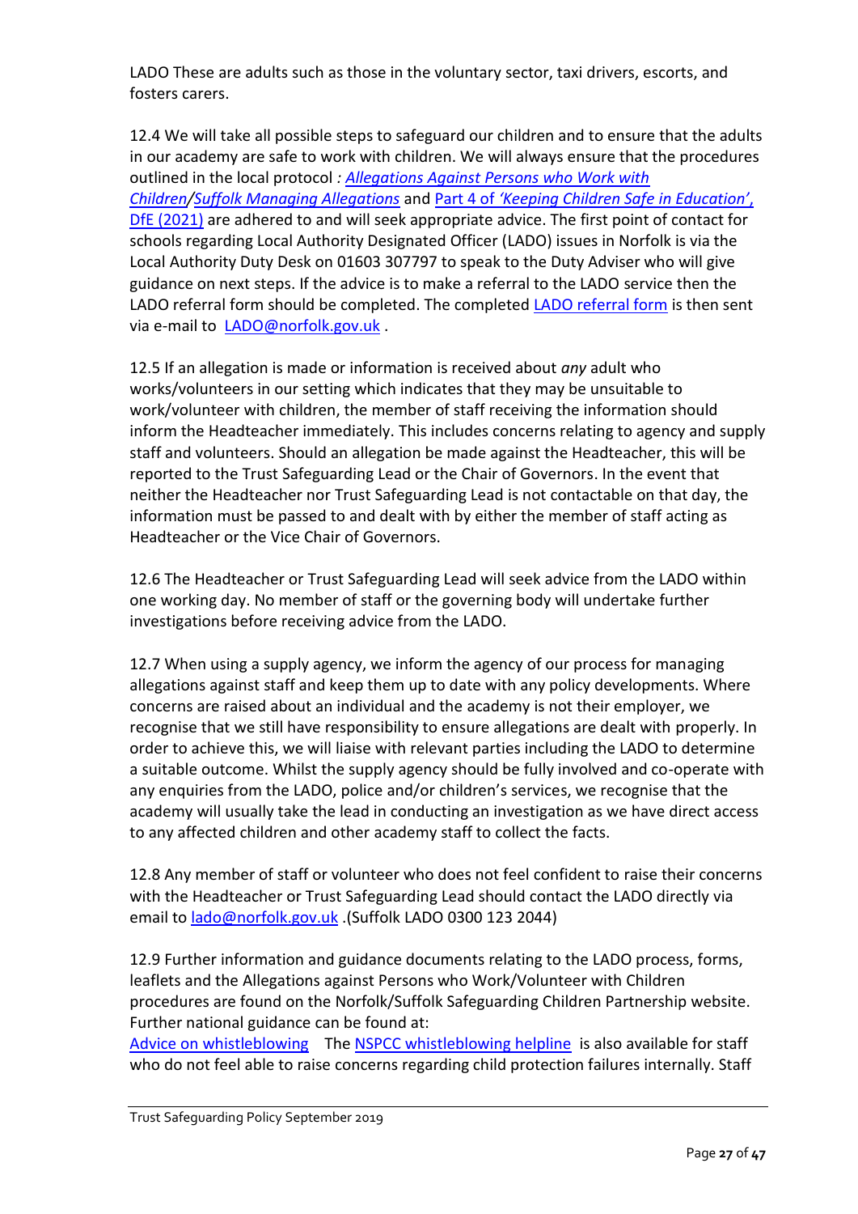LADO These are adults such as those in the voluntary sector, taxi drivers, escorts, and fosters carers.

12.4 We will take all possible steps to safeguard our children and to ensure that the adults in our academy are safe to work with children. We will always ensure that the procedures outlined in the local protocol *: Allegations Against Persons who Work with Children/Suffolk Managing Allegations* and Part 4 of *'Keeping Children Safe in Education'*, DfE (2021) are adhered to and will seek appropriate advice. The first point of contact for schools regarding Local Authority Designated Officer (LADO) issues in Norfolk is via the Local Authority Duty Desk on 01603 307797 to speak to the Duty Adviser who will give guidance on next steps. If the advice is to make a referral to the LADO service then the LADO referral form should be completed. The completed LADO referral form is then sent via e-mail to LADO@norfolk.gov.uk .

12.5 If an allegation is made or information is received about *any* adult who works/volunteers in our setting which indicates that they may be unsuitable to work/volunteer with children, the member of staff receiving the information should inform the Headteacher immediately. This includes concerns relating to agency and supply staff and volunteers. Should an allegation be made against the Headteacher, this will be reported to the Trust Safeguarding Lead or the Chair of Governors. In the event that neither the Headteacher nor Trust Safeguarding Lead is not contactable on that day, the information must be passed to and dealt with by either the member of staff acting as Headteacher or the Vice Chair of Governors.

12.6 The Headteacher or Trust Safeguarding Lead will seek advice from the LADO within one working day. No member of staff or the governing body will undertake further investigations before receiving advice from the LADO.

12.7 When using a supply agency, we inform the agency of our process for managing allegations against staff and keep them up to date with any policy developments. Where concerns are raised about an individual and the academy is not their employer, we recognise that we still have responsibility to ensure allegations are dealt with properly. In order to achieve this, we will liaise with relevant parties including the LADO to determine a suitable outcome. Whilst the supply agency should be fully involved and co-operate with any enquiries from the LADO, police and/or children's services, we recognise that the academy will usually take the lead in conducting an investigation as we have direct access to any affected children and other academy staff to collect the facts.

12.8 Any member of staff or volunteer who does not feel confident to raise their concerns with the Headteacher or Trust Safeguarding Lead should contact the LADO directly via email to lado@norfolk.gov.uk .(Suffolk LADO 0300 123 2044)

12.9 Further information and guidance documents relating to the LADO process, forms, leaflets and the Allegations against Persons who Work/Volunteer with Children procedures are found on the Norfolk/Suffolk Safeguarding Children Partnership website. Further national guidance can be found at:
Advice on whistleblowing The NSPCC whistleblowing helpline is also available for staff who do not feel able to raise concerns regarding child protection failures internally. Staff

Trust Safeguarding Policy September 2019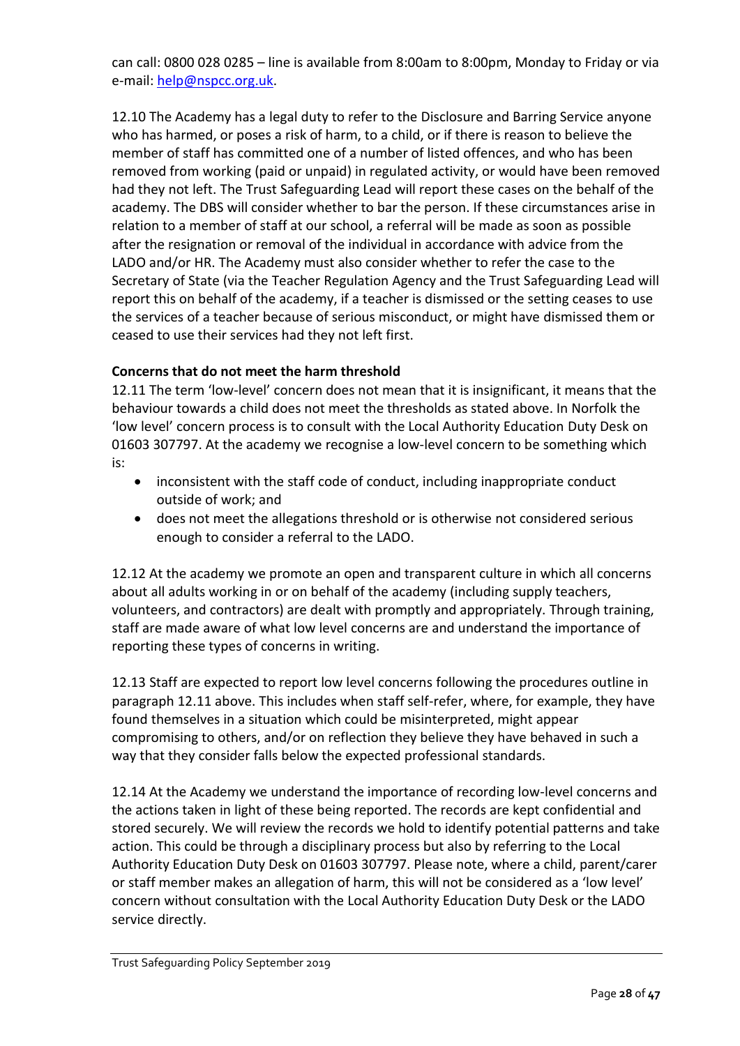can call: 0800 028 0285 – line is available from 8:00am to 8:00pm, Monday to Friday or via e-mail: help@nspcc.org.uk.

12.10 The Academy has a legal duty to refer to the Disclosure and Barring Service anyone who has harmed, or poses a risk of harm, to a child, or if there is reason to believe the member of staff has committed one of a number of listed offences, and who has been removed from working (paid or unpaid) in regulated activity, or would have been removed had they not left. The Trust Safeguarding Lead will report these cases on the behalf of the academy. The DBS will consider whether to bar the person. If these circumstances arise in relation to a member of staff at our school, a referral will be made as soon as possible after the resignation or removal of the individual in accordance with advice from the LADO and/or HR. The Academy must also consider whether to refer the case to the Secretary of State (via the Teacher Regulation Agency and the Trust Safeguarding Lead will report this on behalf of the academy, if a teacher is dismissed or the setting ceases to use the services of a teacher because of serious misconduct, or might have dismissed them or ceased to use their services had they not left first.

**Concerns that do not meet the harm threshold**

12.11 The term 'low-level' concern does not mean that it is insignificant, it means that the behaviour towards a child does not meet the thresholds as stated above. In Norfolk the 'low level' concern process is to consult with the Local Authority Education Duty Desk on 01603 307797. At the academy we recognise a low-level concern to be something which is:

- inconsistent with the staff code of conduct, including inappropriate conduct outside of work; and
- does not meet the allegations threshold or is otherwise not considered serious enough to consider a referral to the LADO.

12.12 At the academy we promote an open and transparent culture in which all concerns about all adults working in or on behalf of the academy (including supply teachers, volunteers, and contractors) are dealt with promptly and appropriately. Through training, staff are made aware of what low level concerns are and understand the importance of reporting these types of concerns in writing.

12.13 Staff are expected to report low level concerns following the procedures outline in paragraph 12.11 above. This includes when staff self-refer, where, for example, they have found themselves in a situation which could be misinterpreted, might appear compromising to others, and/or on reflection they believe they have behaved in such a way that they consider falls below the expected professional standards.

12.14 At the Academy we understand the importance of recording low-level concerns and the actions taken in light of these being reported. The records are kept confidential and stored securely. We will review the records we hold to identify potential patterns and take action. This could be through a disciplinary process but also by referring to the Local Authority Education Duty Desk on 01603 307797. Please note, where a child, parent/carer or staff member makes an allegation of harm, this will not be considered as a 'low level' concern without consultation with the Local Authority Education Duty Desk or the LADO service directly.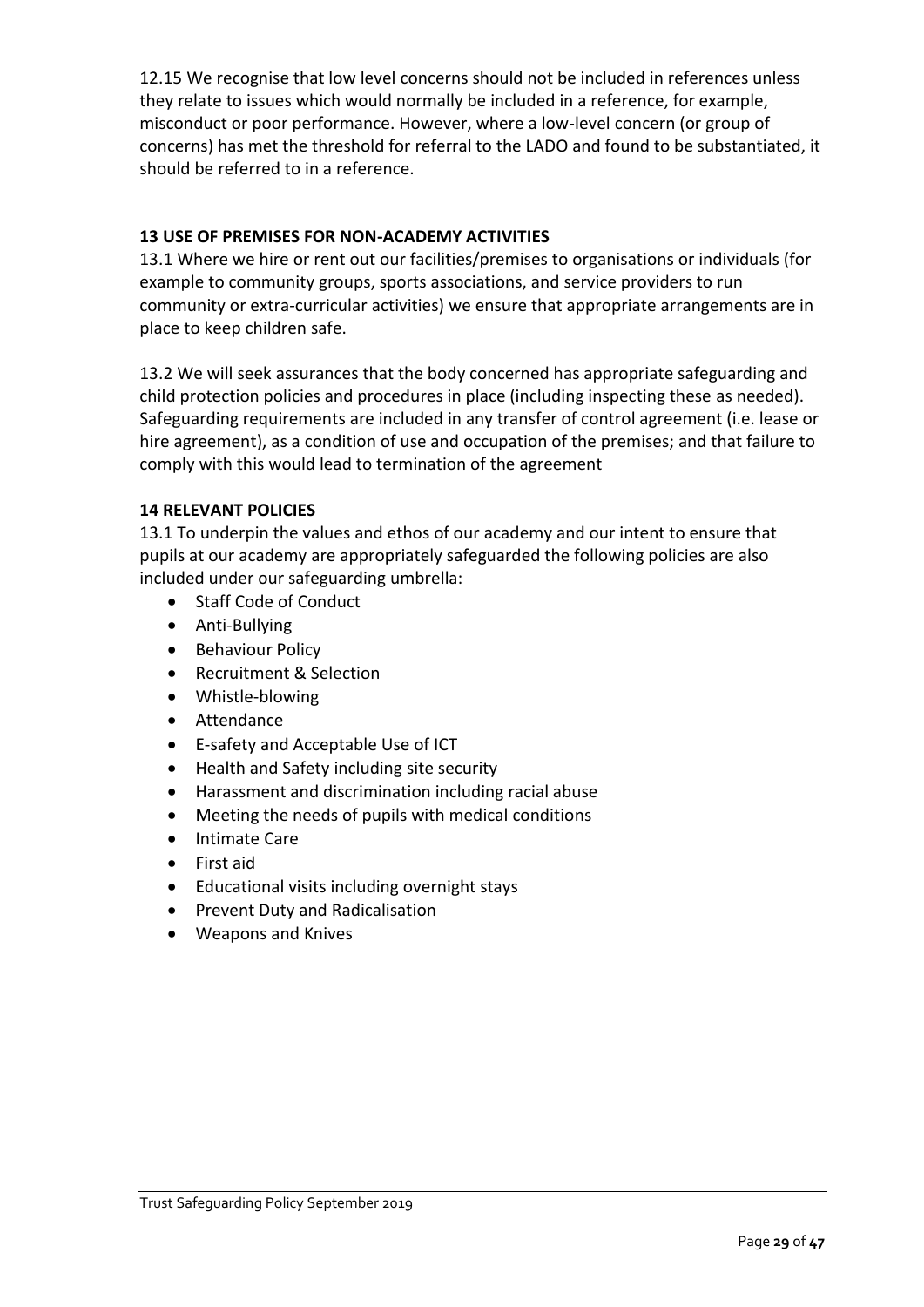12.15 We recognise that low level concerns should not be included in references unless they relate to issues which would normally be included in a reference, for example, misconduct or poor performance. However, where a low-level concern (or group of concerns) has met the threshold for referral to the LADO and found to be substantiated, it should be referred to in a reference.

## 13 USE OF PREMISES FOR NON-ACADEMY ACTIVITIES

13.1 Where we hire or rent out our facilities/premises to organisations or individuals (for example to community groups, sports associations, and service providers to run community or extra-curricular activities) we ensure that appropriate arrangements are in place to keep children safe.

13.2 We will seek assurances that the body concerned has appropriate safeguarding and child protection policies and procedures in place (including inspecting these as needed). Safeguarding requirements are included in any transfer of control agreement (i.e. lease or hire agreement), as a condition of use and occupation of the premises; and that failure to comply with this would lead to termination of the agreement

## 14 RELEVANT POLICIES

13.1 To underpin the values and ethos of our academy and our intent to ensure that pupils at our academy are appropriately safeguarded the following policies are also included under our safeguarding umbrella:

- Staff Code of Conduct
- Anti-Bullying
- Behaviour Policy
- Recruitment & Selection
- Whistle-blowing
- Attendance
- E-safety and Acceptable Use of ICT
- Health and Safety including site security
- Harassment and discrimination including racial abuse
- Meeting the needs of pupils with medical conditions
- Intimate Care
- First aid
- Educational visits including overnight stays
- Prevent Duty and Radicalisation
- Weapons and Knives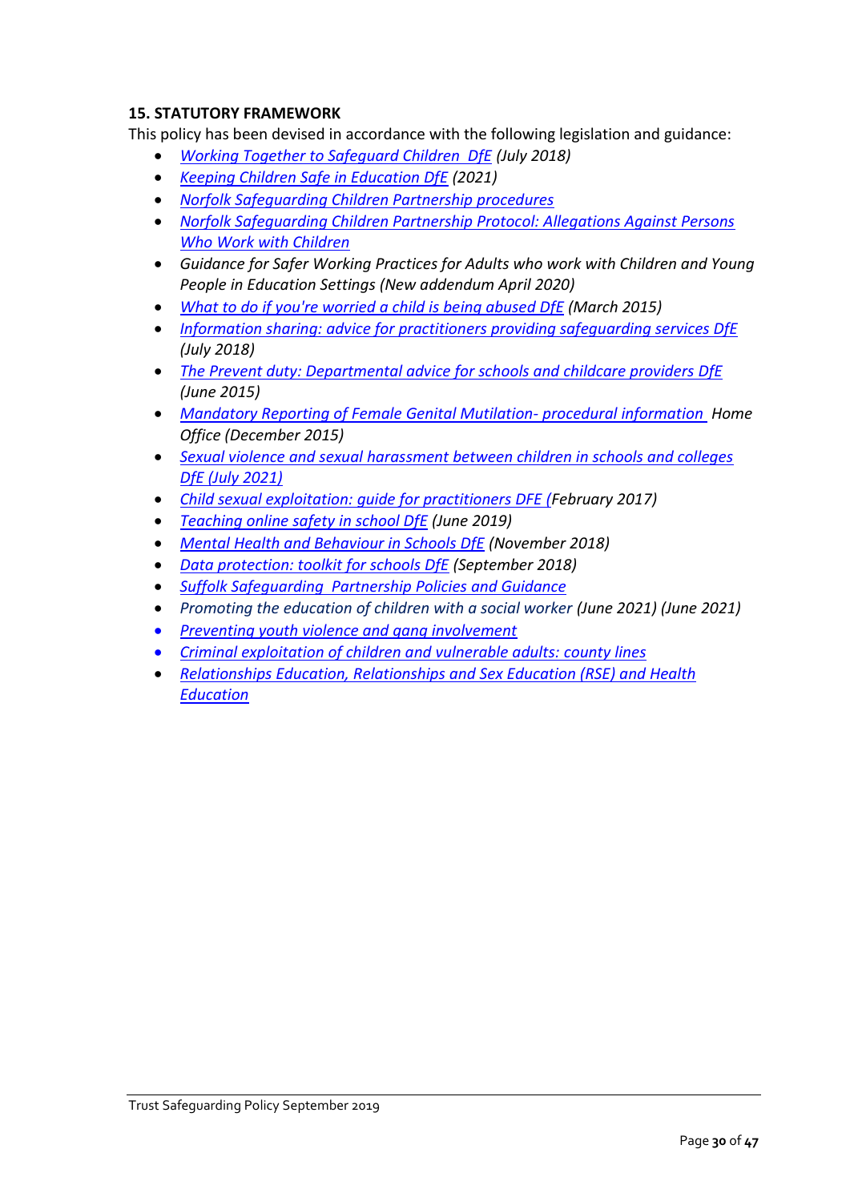**15. STATUTORY FRAMEWORK**

This policy has been devised in accordance with the following legislation and guidance:

- *Working Together to Safeguard Children DfE (July 2018)*
- *Keeping Children Safe in Education DfE (2021)*
- *Norfolk Safeguarding Children Partnership procedures*
- *Norfolk Safeguarding Children Partnership Protocol: Allegations Against Persons Who Work with Children*
- *Guidance for Safer Working Practices for Adults who work with Children and Young People in Education Settings (New addendum April 2020)*
- *What to do if you're worried a child is being abused DfE (March 2015)*
- *Information sharing: advice for practitioners providing safeguarding services DfE (July 2018)*
- *The Prevent duty: Departmental advice for schools and childcare providers DfE (June 2015)*
- *Mandatory Reporting of Female Genital Mutilation- procedural information* Home *Office (December 2015)*
- *Sexual violence and sexual harassment between children in schools and colleges DfE (July 2021)*
- *Child sexual exploitation: guide for practitioners DFE (February 2017)*
- *Teaching online safety in school DfE (June 2019)*
- *Mental Health and Behaviour in Schools DfE (November 2018)*
- *Data protection: toolkit for schools DfE (September 2018)*
- *Suffolk Safeguarding Partnership Policies and Guidance*
- *Promoting the education of children with a social worker (June 2021) (June 2021)*
- *Preventing youth violence and gang involvement*
- *Criminal exploitation of children and vulnerable adults: county lines*
- *Relationships Education, Relationships and Sex Education (RSE) and Health Education*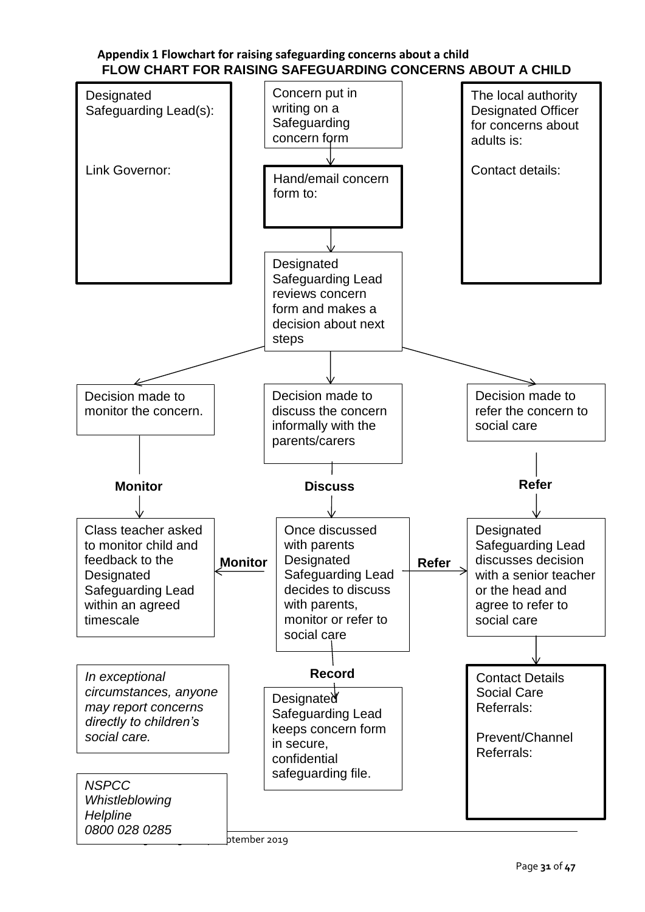## Appendix 1 Flowchart for raising safeguarding concerns about a child

### FLOW CHART FOR RAISING SAFEGUARDING CONCERNS ABOUT A CHILD

Designated Safeguarding Lead(s):

Link Governor:

Concern put in writing on a Safeguarding concern form

Hand/email concern form to:

The local authority Designated Officer for concerns about adults is:

Contact details:

Designated Safeguarding Lead reviews concern form and makes a decision about next steps

Decision made to monitor the concern.

Decision made to discuss the concern informally with the parents/carers

Decision made to refer the concern to social care

**Monitor**

**Discuss**

**Refer**

Class teacher asked to monitor child and feedback to the Designated Safeguarding Lead within an agreed timescale

**Monitor**

Once discussed with parents Designated Safeguarding Lead decides to discuss with parents, monitor or refer to social care

**Refer**

Designated Safeguarding Lead discusses decision with a senior teacher or the head and agree to refer to social care

**Record**

*In exceptional circumstances, anyone may report concerns directly to children's social care.*

Designated Safeguarding Lead keeps concern form in secure, confidential safeguarding file.

Contact Details Social Care Referrals:

Prevent/Channel Referrals:

*NSPCC Whistleblowing Helpline 0800 028 0285*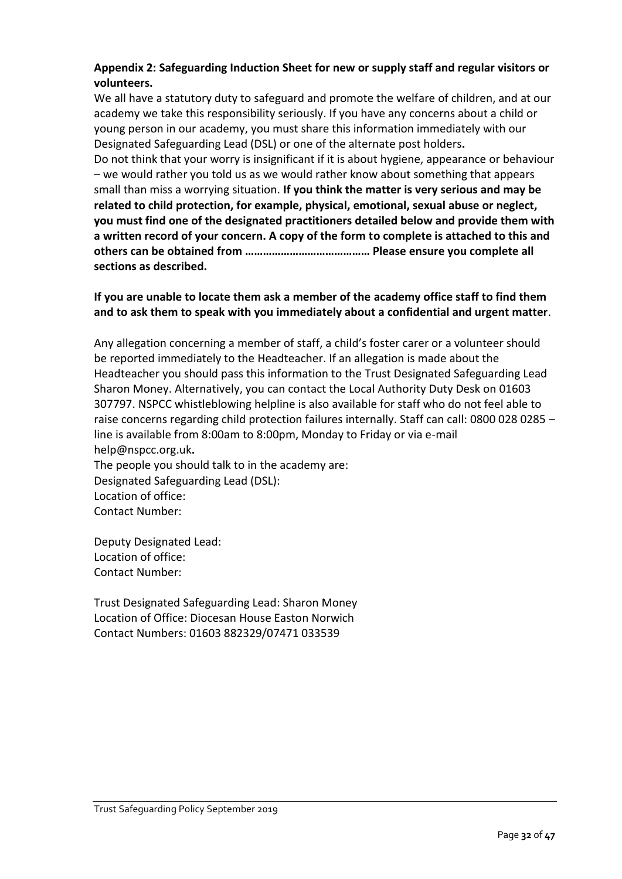**Appendix 2: Safeguarding Induction Sheet for new or supply staff and regular visitors or volunteers.**

We all have a statutory duty to safeguard and promote the welfare of children, and at our academy we take this responsibility seriously. If you have any concerns about a child or young person in our academy, you must share this information immediately with our Designated Safeguarding Lead (DSL) or one of the alternate post holders**.**

Do not think that your worry is insignificant if it is about hygiene, appearance or behaviour – we would rather you told us as we would rather know about something that appears small than miss a worrying situation. **If you think the matter is very serious and may be related to child protection, for example, physical, emotional, sexual abuse or neglect, you must find one of the designated practitioners detailed below and provide them with a written record of your concern. A copy of the form to complete is attached to this and others can be obtained from …………………………………… Please ensure you complete all sections as described.**

**If you are unable to locate them ask a member of the academy office staff to find them and to ask them to speak with you immediately about a confidential and urgent matter**.

Any allegation concerning a member of staff, a child's foster carer or a volunteer should be reported immediately to the Headteacher. If an allegation is made about the Headteacher you should pass this information to the Trust Designated Safeguarding Lead Sharon Money. Alternatively, you can contact the Local Authority Duty Desk on 01603 307797. NSPCC whistleblowing helpline is also available for staff who do not feel able to raise concerns regarding child protection failures internally. Staff can call: 0800 028 0285 – line is available from 8:00am to 8:00pm, Monday to Friday or via e-mail help@nspcc.org.uk**.**

The people you should talk to in the academy are:
Designated Safeguarding Lead (DSL):
Location of office:
Contact Number:

Deputy Designated Lead:
Location of office:
Contact Number:

Trust Designated Safeguarding Lead: Sharon Money
Location of Office: Diocesan House Easton Norwich
Contact Numbers: 01603 882329/07471 033539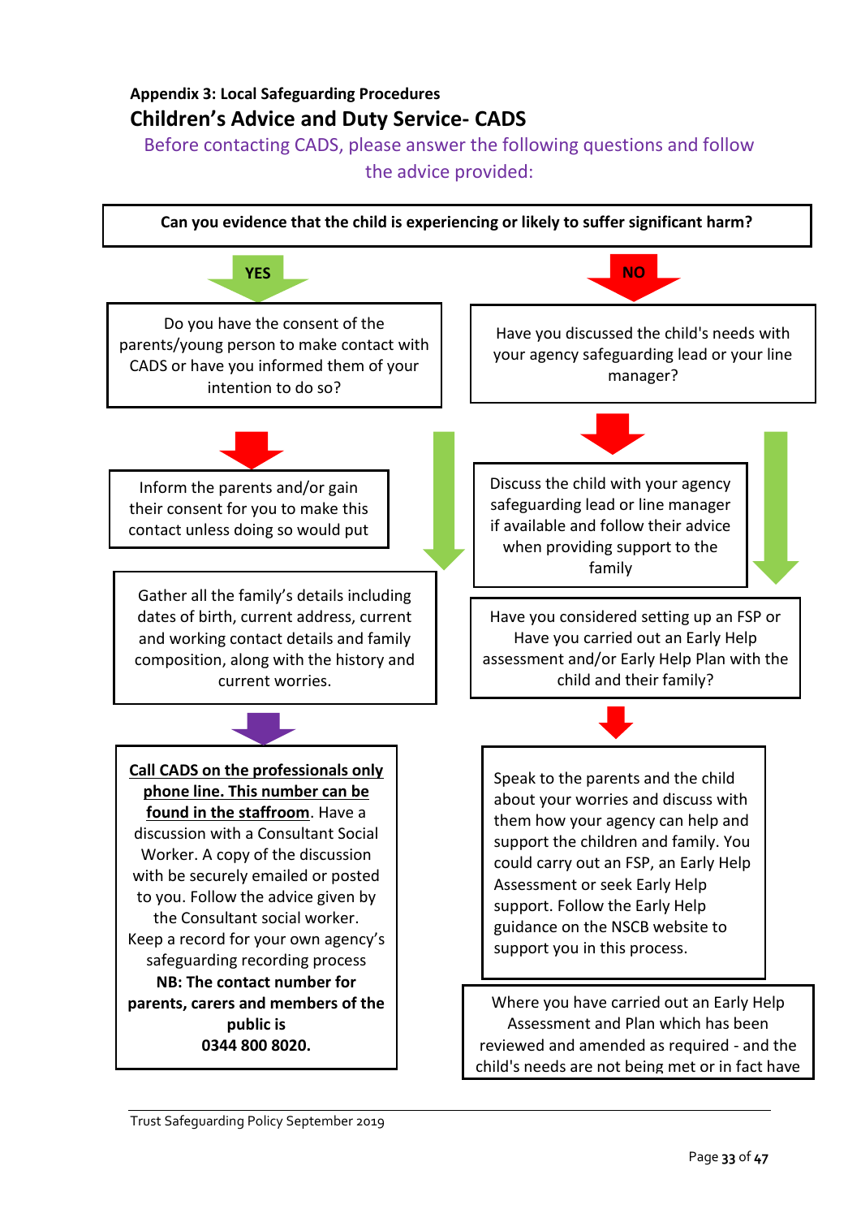**Appendix 3: Local Safeguarding Procedures**

## Children's Advice and Duty Service- CADS

Before contacting CADS, please answer the following questions and follow the advice provided:

**Can you evidence that the child is experiencing or likely to suffer significant harm?**

**YES**

Do you have the consent of the parents/young person to make contact with CADS or have you informed them of your intention to do so?

Inform the parents and/or gain their consent for you to make this contact unless doing so would put

Gather all the family's details including dates of birth, current address, current and working contact details and family composition, along with the history and current worries.

**Call CADS on the professionals only phone line. This number can be found in the staffroom**. Have a discussion with a Consultant Social Worker. A copy of the discussion with be securely emailed or posted to you. Follow the advice given by the Consultant social worker. Keep a record for your own agency's safeguarding recording process

**NB: The contact number for parents, carers and members of the public is 0344 800 8020.**

**NO**

Have you discussed the child's needs with your agency safeguarding lead or your line manager?

Discuss the child with your agency safeguarding lead or line manager if available and follow their advice when providing support to the family

Have you considered setting up an FSP or Have you carried out an Early Help assessment and/or Early Help Plan with the child and their family?

Speak to the parents and the child about your worries and discuss with them how your agency can help and support the children and family. You could carry out an FSP, an Early Help Assessment or seek Early Help support. Follow the Early Help guidance on the NSCB website to support you in this process.

Where you have carried out an Early Help Assessment and Plan which has been reviewed and amended as required - and the child's needs are not being met or in fact have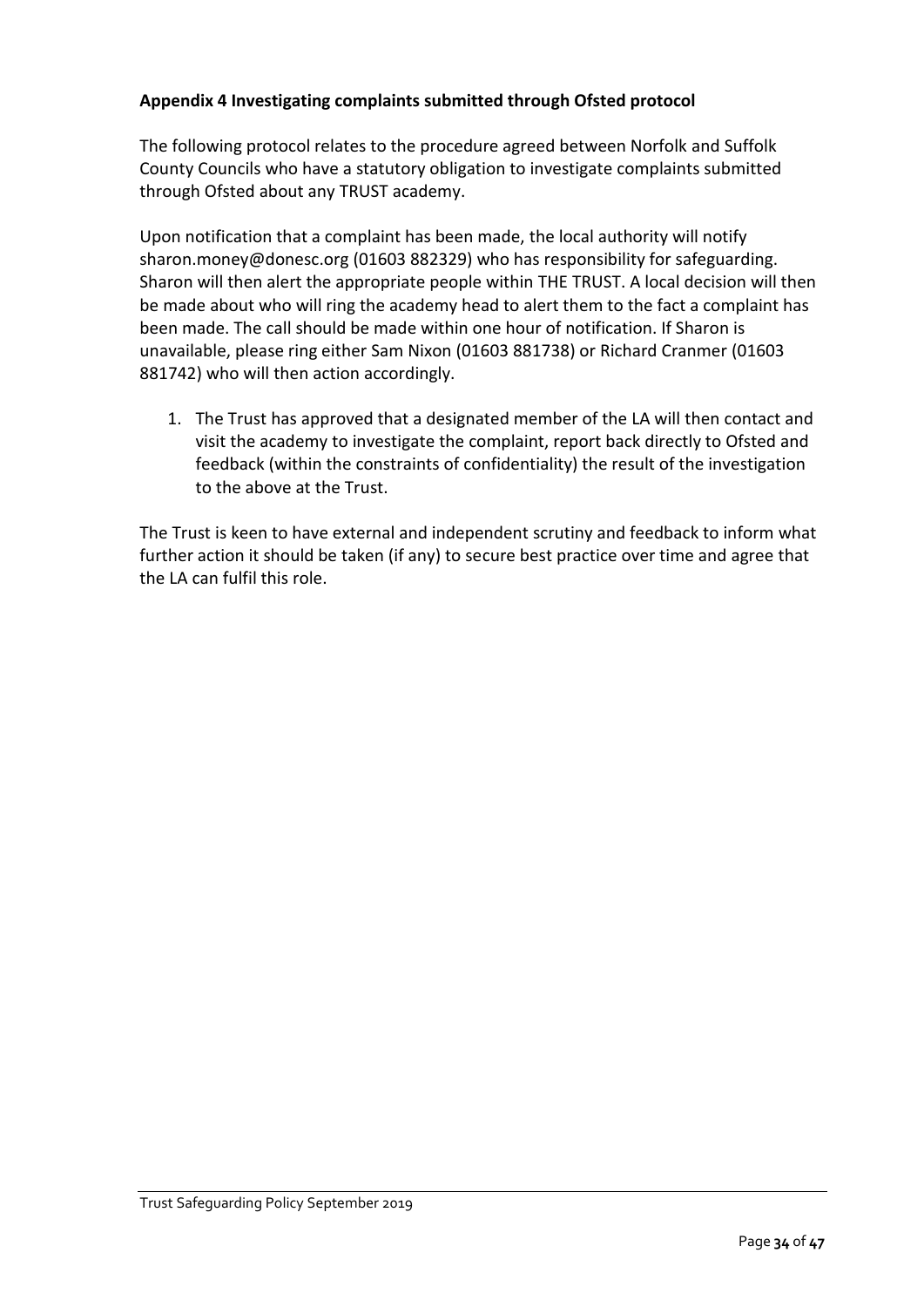**Appendix 4 Investigating complaints submitted through Ofsted protocol**

The following protocol relates to the procedure agreed between Norfolk and Suffolk County Councils who have a statutory obligation to investigate complaints submitted through Ofsted about any TRUST academy.

Upon notification that a complaint has been made, the local authority will notify sharon.money@donesc.org (01603 882329) who has responsibility for safeguarding. Sharon will then alert the appropriate people within THE TRUST. A local decision will then be made about who will ring the academy head to alert them to the fact a complaint has been made. The call should be made within one hour of notification. If Sharon is unavailable, please ring either Sam Nixon (01603 881738) or Richard Cranmer (01603 881742) who will then action accordingly.

1. The Trust has approved that a designated member of the LA will then contact and visit the academy to investigate the complaint, report back directly to Ofsted and feedback (within the constraints of confidentiality) the result of the investigation to the above at the Trust.

The Trust is keen to have external and independent scrutiny and feedback to inform what further action it should be taken (if any) to secure best practice over time and agree that the LA can fulfil this role.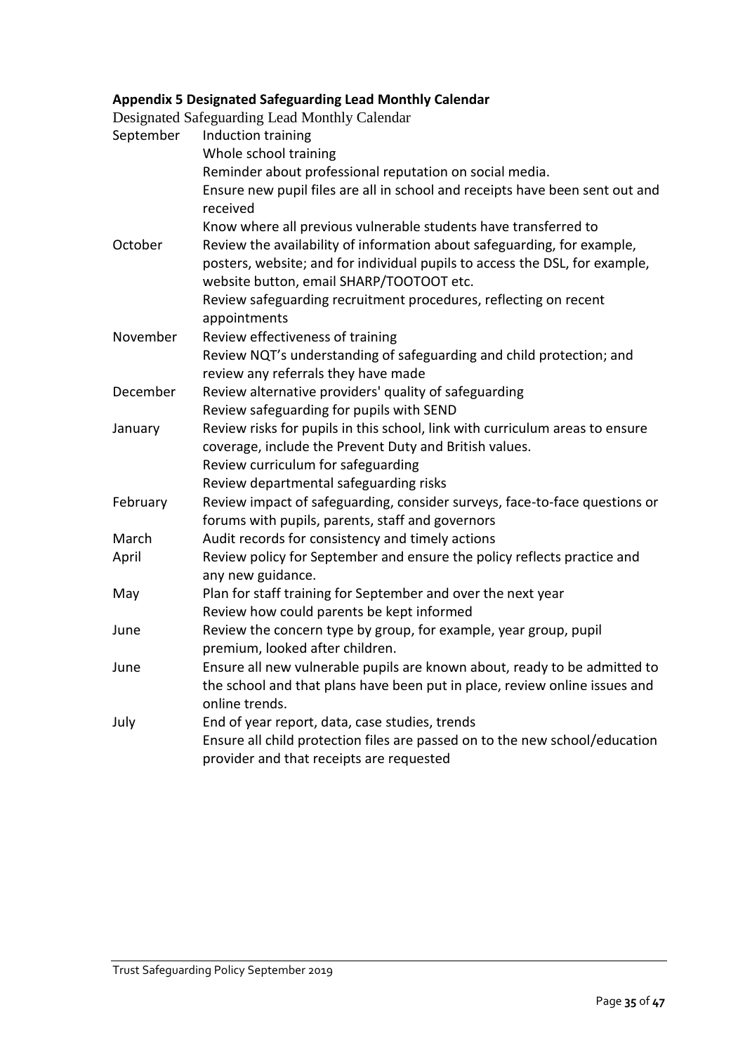**Appendix 5 Designated Safeguarding Lead Monthly Calendar**

Designated Safeguarding Lead Monthly Calendar

| | |
|---|---|
| September | Induction training<br>Whole school training<br>Reminder about professional reputation on social media.<br>Ensure new pupil files are all in school and receipts have been sent out and received<br>Know where all previous vulnerable students have transferred to |
| October | Review the availability of information about safeguarding, for example, posters, website; and for individual pupils to access the DSL, for example, website button, email SHARP/TOOTOOT etc.<br>Review safeguarding recruitment procedures, reflecting on recent appointments |
| November | Review effectiveness of training<br>Review NQT's understanding of safeguarding and child protection; and review any referrals they have made |
| December | Review alternative providers' quality of safeguarding<br>Review safeguarding for pupils with SEND |
| January | Review risks for pupils in this school, link with curriculum areas to ensure coverage, include the Prevent Duty and British values.<br>Review curriculum for safeguarding<br>Review departmental safeguarding risks |
| February | Review impact of safeguarding, consider surveys, face-to-face questions or forums with pupils, parents, staff and governors |
| March | Audit records for consistency and timely actions |
| April | Review policy for September and ensure the policy reflects practice and any new guidance. |
| May | Plan for staff training for September and over the next year<br>Review how could parents be kept informed |
| June | Review the concern type by group, for example, year group, pupil premium, looked after children. |
| June | Ensure all new vulnerable pupils are known about, ready to be admitted to the school and that plans have been put in place, review online issues and online trends. |
| July | End of year report, data, case studies, trends<br>Ensure all child protection files are passed on to the new school/education provider and that receipts are requested |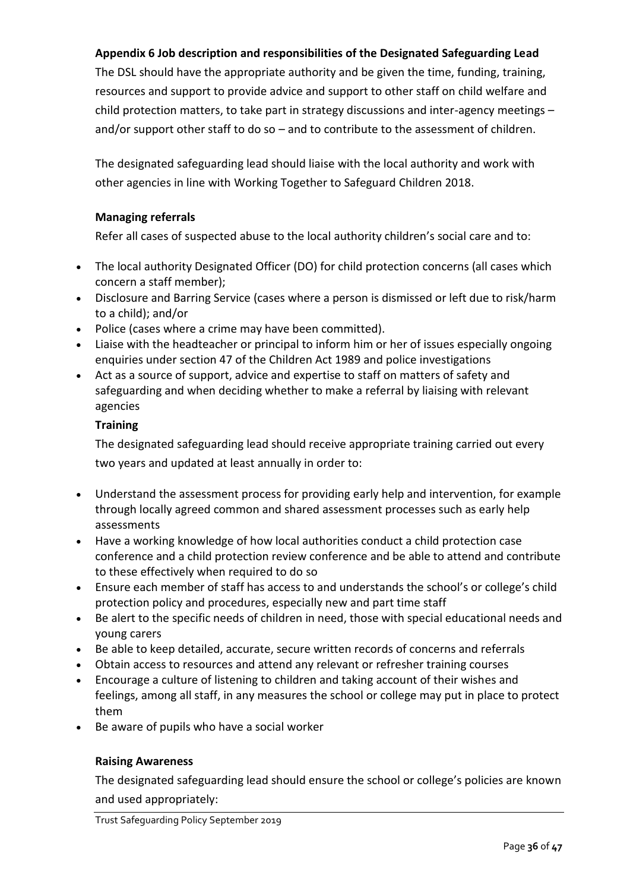**Appendix 6 Job description and responsibilities of the Designated Safeguarding Lead**

The DSL should have the appropriate authority and be given the time, funding, training, resources and support to provide advice and support to other staff on child welfare and child protection matters, to take part in strategy discussions and inter-agency meetings – and/or support other staff to do so – and to contribute to the assessment of children.

The designated safeguarding lead should liaise with the local authority and work with other agencies in line with Working Together to Safeguard Children 2018.

**Managing referrals**

Refer all cases of suspected abuse to the local authority children's social care and to:

- The local authority Designated Officer (DO) for child protection concerns (all cases which concern a staff member);
- Disclosure and Barring Service (cases where a person is dismissed or left due to risk/harm to a child); and/or
- Police (cases where a crime may have been committed).
- Liaise with the headteacher or principal to inform him or her of issues especially ongoing enquiries under section 47 of the Children Act 1989 and police investigations
- Act as a source of support, advice and expertise to staff on matters of safety and safeguarding and when deciding whether to make a referral by liaising with relevant agencies

**Training**

The designated safeguarding lead should receive appropriate training carried out every two years and updated at least annually in order to:

- Understand the assessment process for providing early help and intervention, for example through locally agreed common and shared assessment processes such as early help assessments
- Have a working knowledge of how local authorities conduct a child protection case conference and a child protection review conference and be able to attend and contribute to these effectively when required to do so
- Ensure each member of staff has access to and understands the school's or college's child protection policy and procedures, especially new and part time staff
- Be alert to the specific needs of children in need, those with special educational needs and young carers
- Be able to keep detailed, accurate, secure written records of concerns and referrals
- Obtain access to resources and attend any relevant or refresher training courses
- Encourage a culture of listening to children and taking account of their wishes and feelings, among all staff, in any measures the school or college may put in place to protect them
- Be aware of pupils who have a social worker

**Raising Awareness**

The designated safeguarding lead should ensure the school or college's policies are known and used appropriately: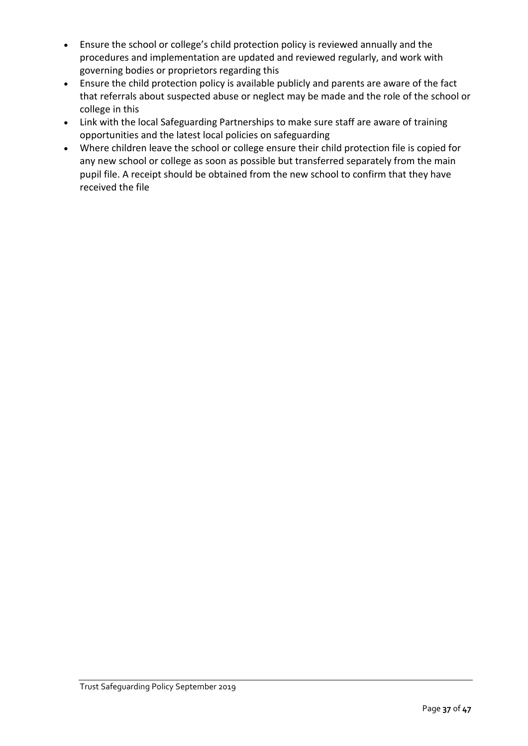- Ensure the school or college's child protection policy is reviewed annually and the procedures and implementation are updated and reviewed regularly, and work with governing bodies or proprietors regarding this
- Ensure the child protection policy is available publicly and parents are aware of the fact that referrals about suspected abuse or neglect may be made and the role of the school or college in this
- Link with the local Safeguarding Partnerships to make sure staff are aware of training opportunities and the latest local policies on safeguarding
- Where children leave the school or college ensure their child protection file is copied for any new school or college as soon as possible but transferred separately from the main pupil file. A receipt should be obtained from the new school to confirm that they have received the file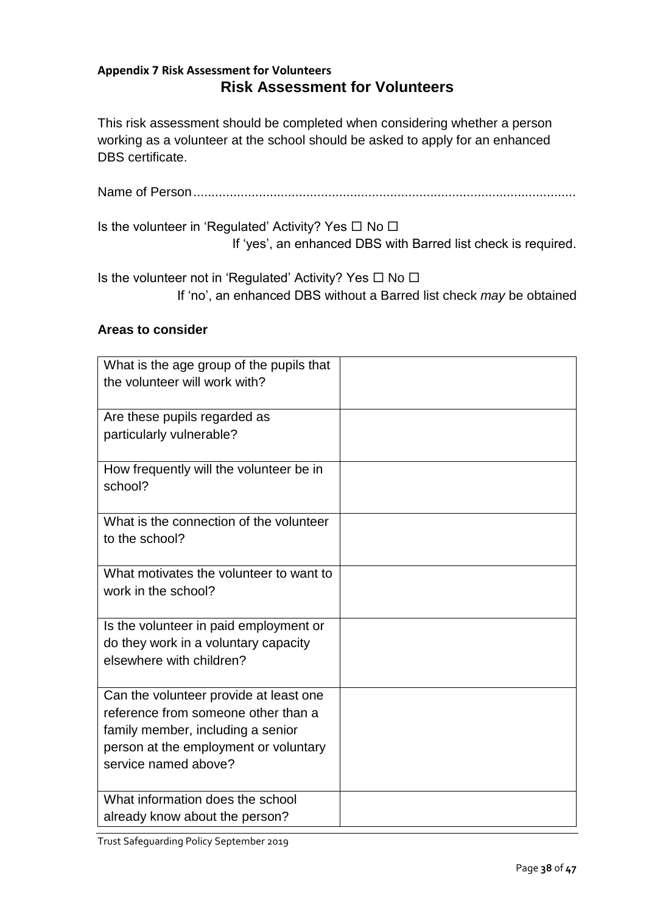**Appendix 7 Risk Assessment for Volunteers**

## Risk Assessment for Volunteers

This risk assessment should be completed when considering whether a person working as a volunteer at the school should be asked to apply for an enhanced DBS certificate.

Name of Person......................................................................................................

Is the volunteer in 'Regulated' Activity? Yes ☐ No ☐
If 'yes', an enhanced DBS with Barred list check is required.

Is the volunteer not in 'Regulated' Activity? Yes ☐ No ☐
If 'no', an enhanced DBS without a Barred list check *may* be obtained

**Areas to consider**

| | |
|---|---|
| What is the age group of the pupils that the volunteer will work with? | |
| Are these pupils regarded as particularly vulnerable? | |
| How frequently will the volunteer be in school? | |
| What is the connection of the volunteer to the school? | |
| What motivates the volunteer to want to work in the school? | |
| Is the volunteer in paid employment or do they work in a voluntary capacity elsewhere with children? | |
| Can the volunteer provide at least one reference from someone other than a family member, including a senior person at the employment or voluntary service named above? | |
| What information does the school already know about the person? | |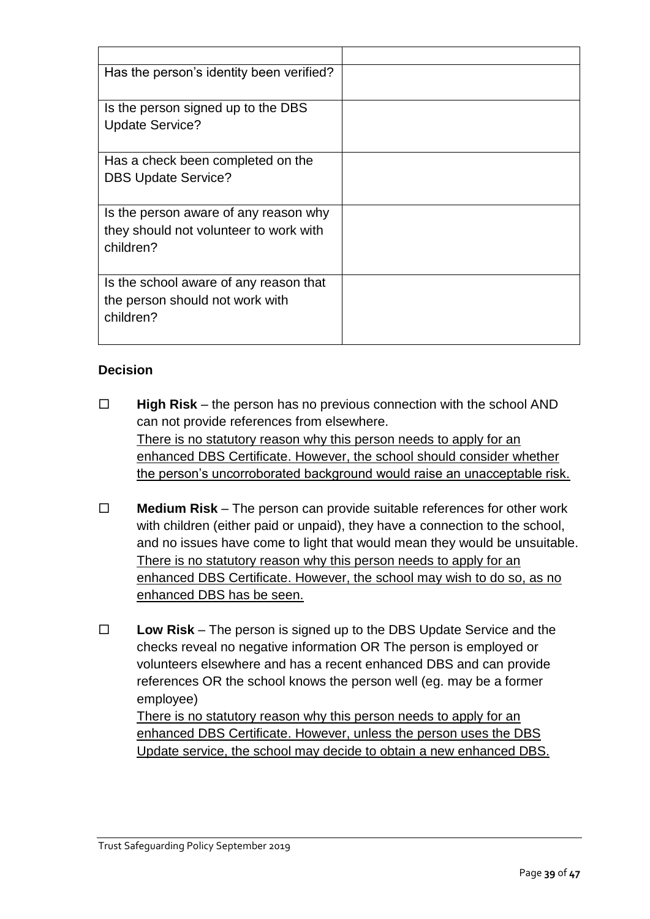| | |
|---|---|
| Has the person's identity been verified? | |
| Is the person signed up to the DBS Update Service? | |
| Has a check been completed on the DBS Update Service? | |
| Is the person aware of any reason why they should not volunteer to work with children? | |
| Is the school aware of any reason that the person should not work with children? | |

**Decision**

☐ **High Risk** – the person has no previous connection with the school AND can not provide references from elsewhere.
<u>There is no statutory reason why this person needs to apply for an enhanced DBS Certificate. However, the school should consider whether the person's uncorroborated background would raise an unacceptable risk.</u>

☐ **Medium Risk** – The person can provide suitable references for other work with children (either paid or unpaid), they have a connection to the school, and no issues have come to light that would mean they would be unsuitable.
<u>There is no statutory reason why this person needs to apply for an enhanced DBS Certificate. However, the school may wish to do so, as no enhanced DBS has be seen.</u>

☐ **Low Risk** – The person is signed up to the DBS Update Service and the checks reveal no negative information OR The person is employed or volunteers elsewhere and has a recent enhanced DBS and can provide references OR the school knows the person well (eg. may be a former employee)
<u>There is no statutory reason why this person needs to apply for an enhanced DBS Certificate. However, unless the person uses the DBS Update service, the school may decide to obtain a new enhanced DBS.</u>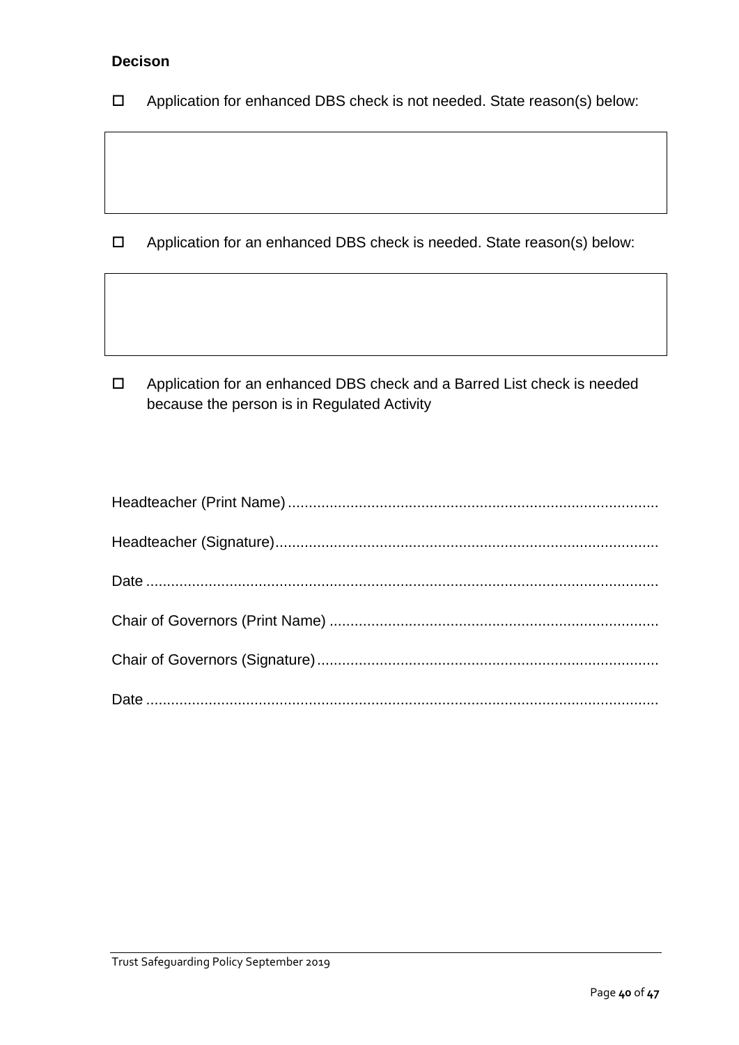**Decison**

- ☐ Application for enhanced DBS check is not needed. State reason(s) below:

|   |
|---|
|   |

- ☐ Application for an enhanced DBS check is needed. State reason(s) below:

|   |
|---|
|   |

- ☐ Application for an enhanced DBS check and a Barred List check is needed because the person is in Regulated Activity

Headteacher (Print Name) ........................................................................................

Headteacher (Signature)...........................................................................................

Date ..........................................................................................................................

Chair of Governors (Print Name) ..............................................................................

Chair of Governors (Signature).................................................................................

Date ..........................................................................................................................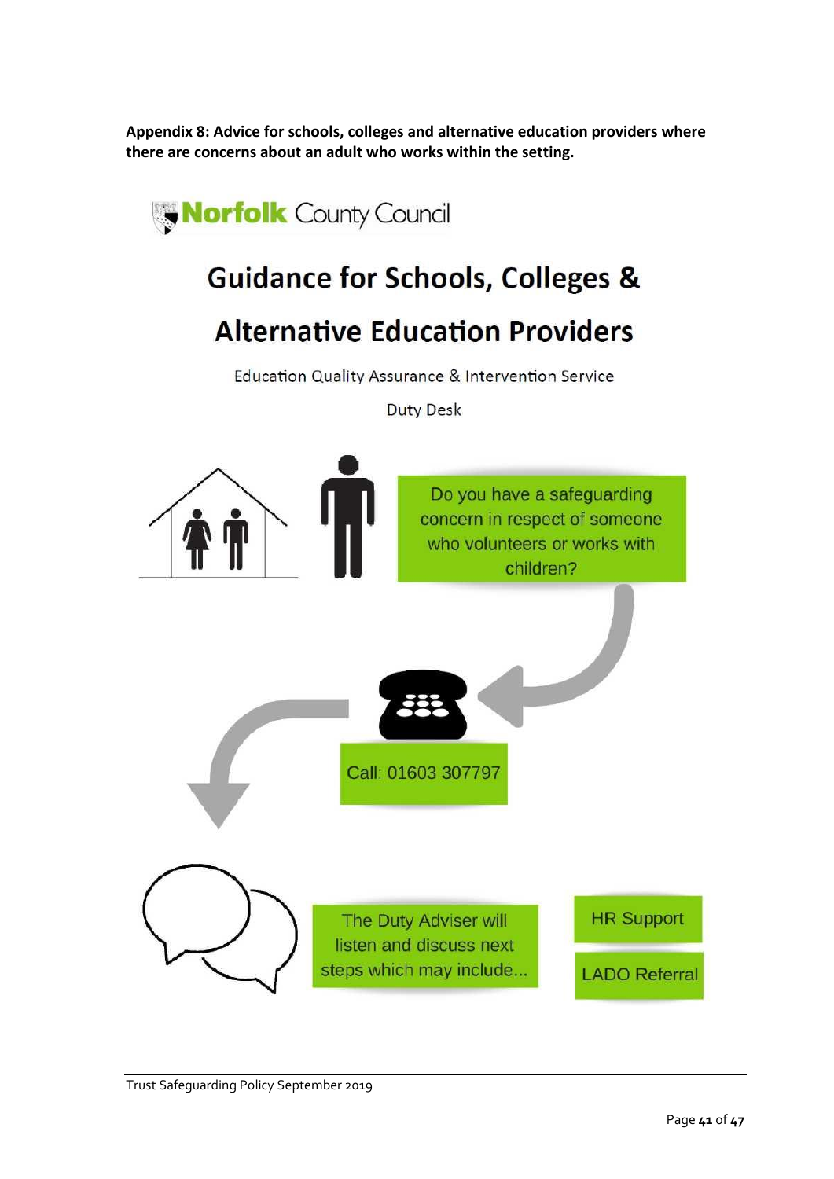**Appendix 8: Advice for schools, colleges and alternative education providers where there are concerns about an adult who works within the setting.**

Norfolk County Council

# Guidance for Schools, Colleges & Alternative Education Providers

Education Quality Assurance & Intervention Service

Duty Desk

Do you have a safeguarding concern in respect of someone who volunteers or works with children?

Call: 01603 307797

The Duty Adviser will listen and discuss next steps which may include...

- HR Support
- LADO Referral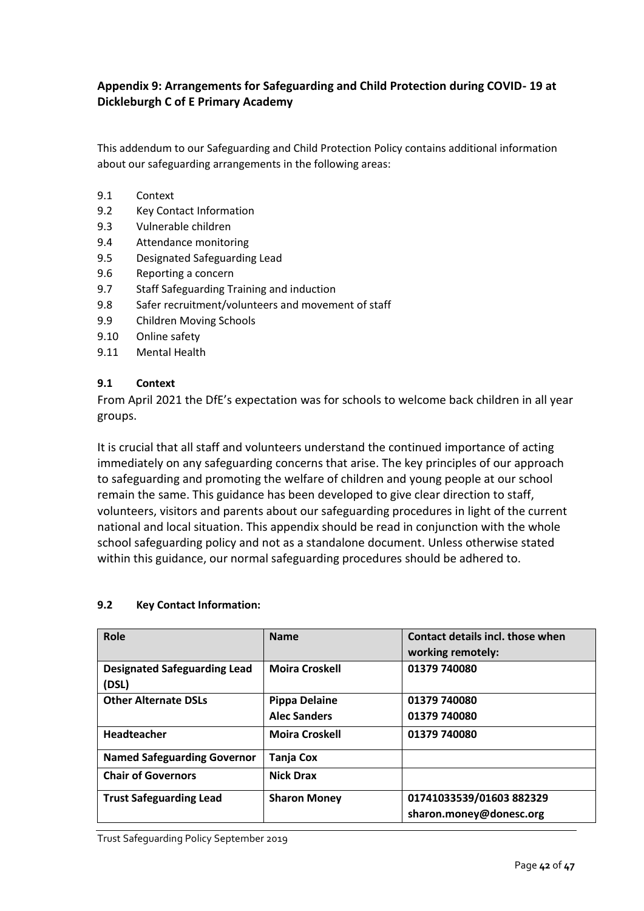### Appendix 9: Arrangements for Safeguarding and Child Protection during COVID- 19 at Dickleburgh C of E Primary Academy

This addendum to our Safeguarding and Child Protection Policy contains additional information about our safeguarding arrangements in the following areas:

- 9.1 Context
- 9.2 Key Contact Information
- 9.3 Vulnerable children
- 9.4 Attendance monitoring
- 9.5 Designated Safeguarding Lead
- 9.6 Reporting a concern
- 9.7 Staff Safeguarding Training and induction
- 9.8 Safer recruitment/volunteers and movement of staff
- 9.9 Children Moving Schools
- 9.10 Online safety
- 9.11 Mental Health

**9.1 Context**

From April 2021 the DfE's expectation was for schools to welcome back children in all year groups.

It is crucial that all staff and volunteers understand the continued importance of acting immediately on any safeguarding concerns that arise. The key principles of our approach to safeguarding and promoting the welfare of children and young people at our school remain the same. This guidance has been developed to give clear direction to staff, volunteers, visitors and parents about our safeguarding procedures in light of the current national and local situation. This appendix should be read in conjunction with the whole school safeguarding policy and not as a standalone document. Unless otherwise stated within this guidance, our normal safeguarding procedures should be adhered to.

**9.2 Key Contact Information:**

| Role | Name | Contact details incl. those when working remotely: |
|---|---|---|
| **Designated Safeguarding Lead (DSL)** | **Moira Croskell** | **01379 740080** |
| **Other Alternate DSLs** | **Pippa Delaine**<br>**Alec Sanders** | **01379 740080**<br>**01379 740080** |
| **Headteacher** | **Moira Croskell** | **01379 740080** |
| **Named Safeguarding Governor** | **Tanja Cox** | |
| **Chair of Governors** | **Nick Drax** | |
| **Trust Safeguarding Lead** | **Sharon Money** | **01741033539/01603 882329**<br>**sharon.money@donesc.org** |

Trust Safeguarding Policy September 2019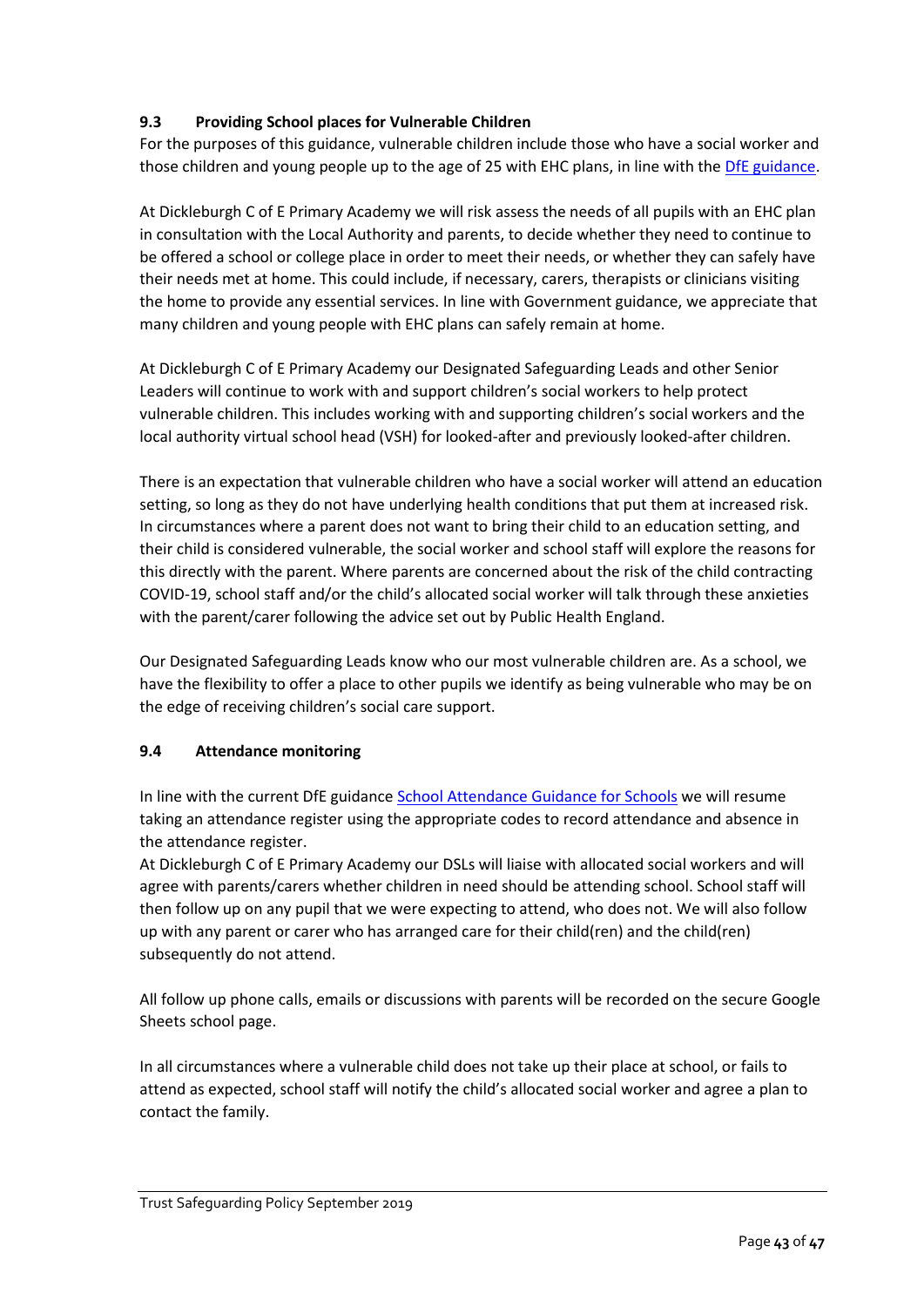### 9.3 Providing School places for Vulnerable Children

For the purposes of this guidance, vulnerable children include those who have a social worker and those children and young people up to the age of 25 with EHC plans, in line with the DfE guidance.

At Dickleburgh C of E Primary Academy we will risk assess the needs of all pupils with an EHC plan in consultation with the Local Authority and parents, to decide whether they need to continue to be offered a school or college place in order to meet their needs, or whether they can safely have their needs met at home. This could include, if necessary, carers, therapists or clinicians visiting the home to provide any essential services. In line with Government guidance, we appreciate that many children and young people with EHC plans can safely remain at home.

At Dickleburgh C of E Primary Academy our Designated Safeguarding Leads and other Senior Leaders will continue to work with and support children's social workers to help protect vulnerable children. This includes working with and supporting children's social workers and the local authority virtual school head (VSH) for looked-after and previously looked-after children.

There is an expectation that vulnerable children who have a social worker will attend an education setting, so long as they do not have underlying health conditions that put them at increased risk. In circumstances where a parent does not want to bring their child to an education setting, and their child is considered vulnerable, the social worker and school staff will explore the reasons for this directly with the parent. Where parents are concerned about the risk of the child contracting COVID-19, school staff and/or the child's allocated social worker will talk through these anxieties with the parent/carer following the advice set out by Public Health England.

Our Designated Safeguarding Leads know who our most vulnerable children are. As a school, we have the flexibility to offer a place to other pupils we identify as being vulnerable who may be on the edge of receiving children's social care support.

### 9.4 Attendance monitoring

In line with the current DfE guidance School Attendance Guidance for Schools we will resume taking an attendance register using the appropriate codes to record attendance and absence in the attendance register.

At Dickleburgh C of E Primary Academy our DSLs will liaise with allocated social workers and will agree with parents/carers whether children in need should be attending school. School staff will then follow up on any pupil that we were expecting to attend, who does not. We will also follow up with any parent or carer who has arranged care for their child(ren) and the child(ren) subsequently do not attend.

All follow up phone calls, emails or discussions with parents will be recorded on the secure Google Sheets school page.

In all circumstances where a vulnerable child does not take up their place at school, or fails to attend as expected, school staff will notify the child's allocated social worker and agree a plan to contact the family.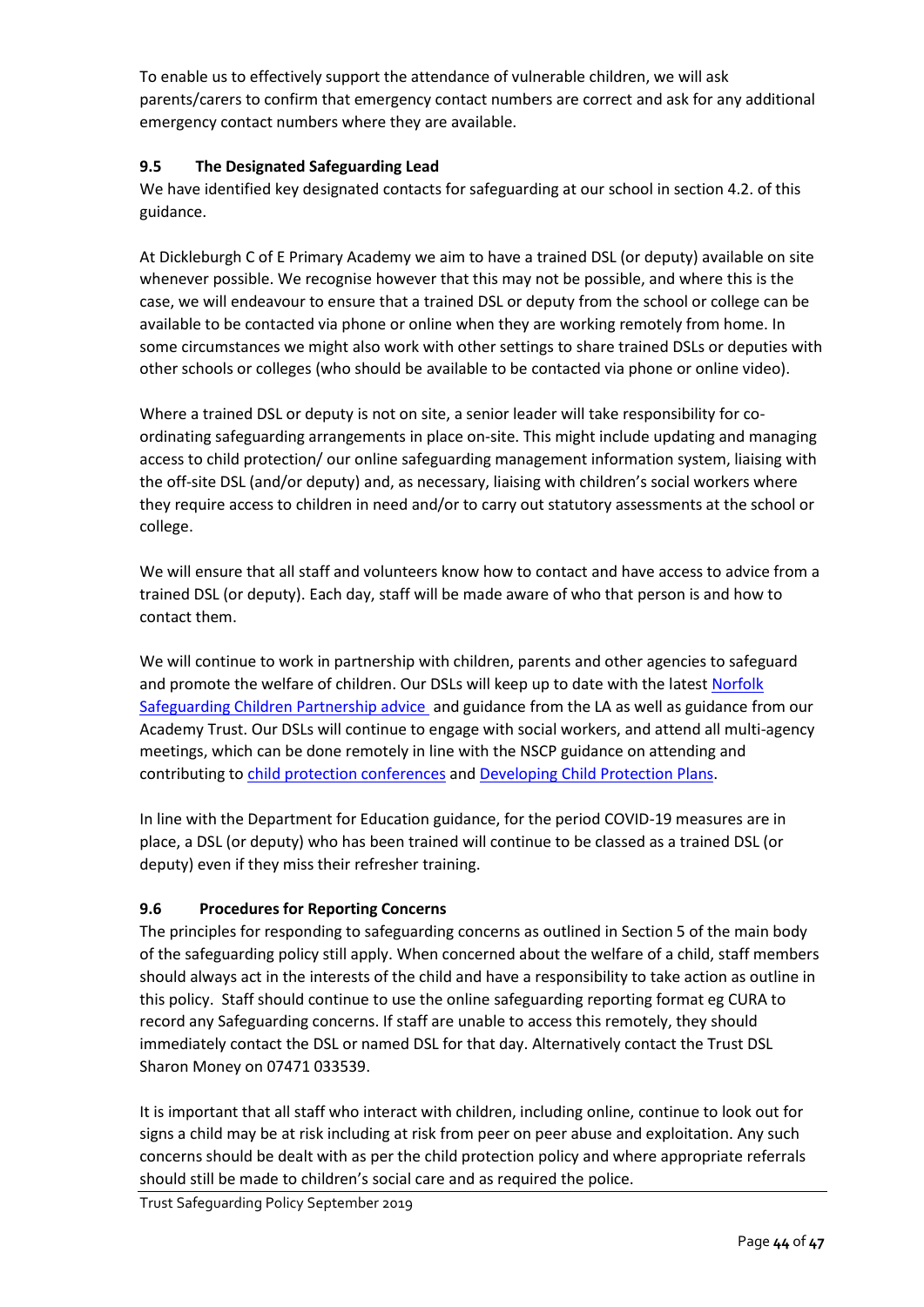To enable us to effectively support the attendance of vulnerable children, we will ask parents/carers to confirm that emergency contact numbers are correct and ask for any additional emergency contact numbers where they are available.

### 9.5 The Designated Safeguarding Lead

We have identified key designated contacts for safeguarding at our school in section 4.2. of this guidance.

At Dickleburgh C of E Primary Academy we aim to have a trained DSL (or deputy) available on site whenever possible. We recognise however that this may not be possible, and where this is the case, we will endeavour to ensure that a trained DSL or deputy from the school or college can be available to be contacted via phone or online when they are working remotely from home. In some circumstances we might also work with other settings to share trained DSLs or deputies with other schools or colleges (who should be available to be contacted via phone or online video).

Where a trained DSL or deputy is not on site, a senior leader will take responsibility for co-ordinating safeguarding arrangements in place on-site. This might include updating and managing access to child protection/ our online safeguarding management information system, liaising with the off-site DSL (and/or deputy) and, as necessary, liaising with children's social workers where they require access to children in need and/or to carry out statutory assessments at the school or college.

We will ensure that all staff and volunteers know how to contact and have access to advice from a trained DSL (or deputy). Each day, staff will be made aware of who that person is and how to contact them.

We will continue to work in partnership with children, parents and other agencies to safeguard and promote the welfare of children. Our DSLs will keep up to date with the latest Norfolk Safeguarding Children Partnership advice and guidance from the LA as well as guidance from our Academy Trust. Our DSLs will continue to engage with social workers, and attend all multi-agency meetings, which can be done remotely in line with the NSCP guidance on attending and contributing to child protection conferences and Developing Child Protection Plans.

In line with the Department for Education guidance, for the period COVID-19 measures are in place, a DSL (or deputy) who has been trained will continue to be classed as a trained DSL (or deputy) even if they miss their refresher training.

### 9.6 Procedures for Reporting Concerns

The principles for responding to safeguarding concerns as outlined in Section 5 of the main body of the safeguarding policy still apply. When concerned about the welfare of a child, staff members should always act in the interests of the child and have a responsibility to take action as outline in this policy. Staff should continue to use the online safeguarding reporting format eg CURA to record any Safeguarding concerns. If staff are unable to access this remotely, they should immediately contact the DSL or named DSL for that day. Alternatively contact the Trust DSL Sharon Money on 07471 033539.

It is important that all staff who interact with children, including online, continue to look out for signs a child may be at risk including at risk from peer on peer abuse and exploitation. Any such concerns should be dealt with as per the child protection policy and where appropriate referrals should still be made to children's social care and as required the police.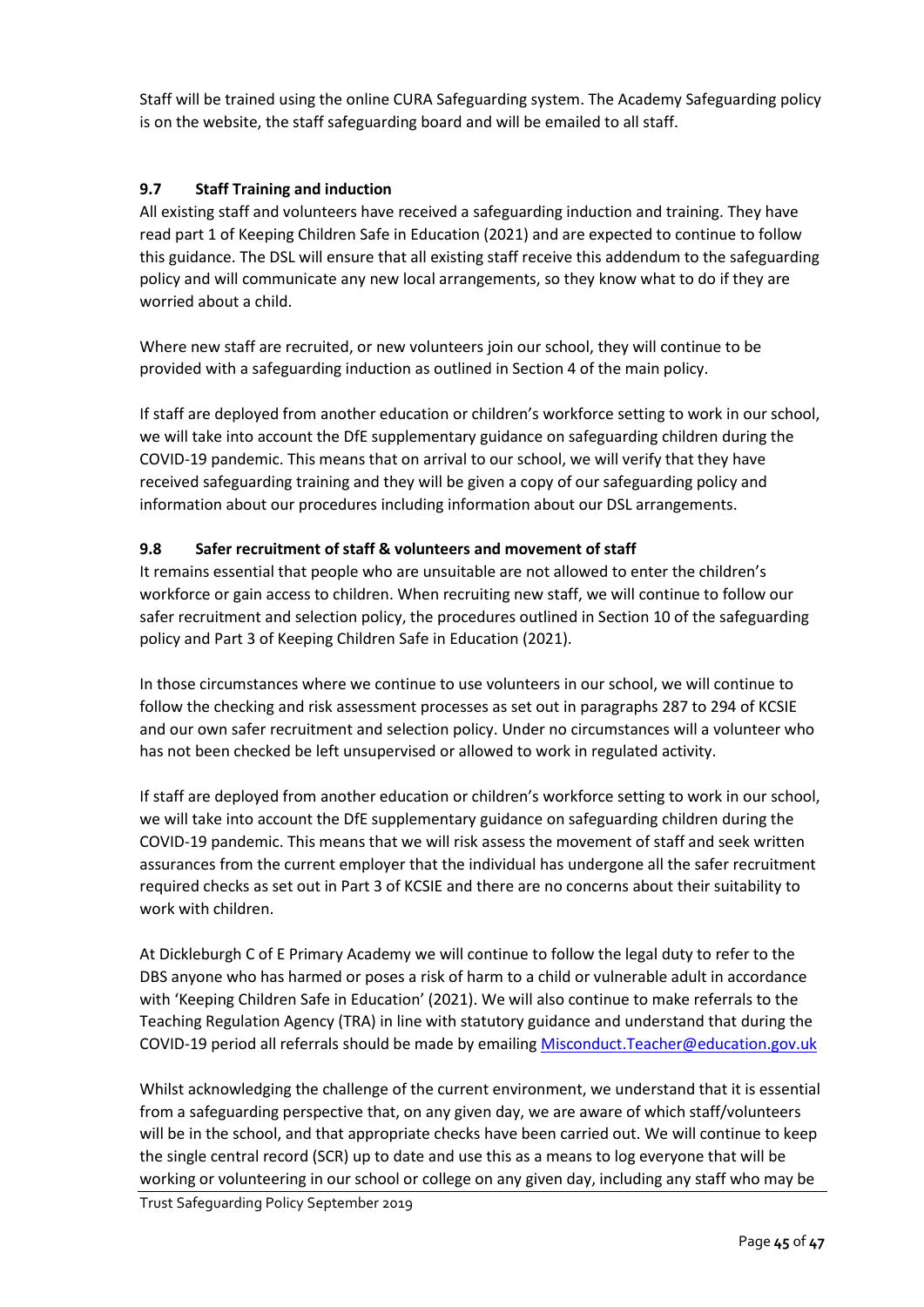Staff will be trained using the online CURA Safeguarding system. The Academy Safeguarding policy is on the website, the staff safeguarding board and will be emailed to all staff.

### 9.7 Staff Training and induction

All existing staff and volunteers have received a safeguarding induction and training. They have read part 1 of Keeping Children Safe in Education (2021) and are expected to continue to follow this guidance. The DSL will ensure that all existing staff receive this addendum to the safeguarding policy and will communicate any new local arrangements, so they know what to do if they are worried about a child.

Where new staff are recruited, or new volunteers join our school, they will continue to be provided with a safeguarding induction as outlined in Section 4 of the main policy.

If staff are deployed from another education or children's workforce setting to work in our school, we will take into account the DfE supplementary guidance on safeguarding children during the COVID-19 pandemic. This means that on arrival to our school, we will verify that they have received safeguarding training and they will be given a copy of our safeguarding policy and information about our procedures including information about our DSL arrangements.

### 9.8 Safer recruitment of staff & volunteers and movement of staff

It remains essential that people who are unsuitable are not allowed to enter the children's workforce or gain access to children. When recruiting new staff, we will continue to follow our safer recruitment and selection policy, the procedures outlined in Section 10 of the safeguarding policy and Part 3 of Keeping Children Safe in Education (2021).

In those circumstances where we continue to use volunteers in our school, we will continue to follow the checking and risk assessment processes as set out in paragraphs 287 to 294 of KCSIE and our own safer recruitment and selection policy. Under no circumstances will a volunteer who has not been checked be left unsupervised or allowed to work in regulated activity.

If staff are deployed from another education or children's workforce setting to work in our school, we will take into account the DfE supplementary guidance on safeguarding children during the COVID-19 pandemic. This means that we will risk assess the movement of staff and seek written assurances from the current employer that the individual has undergone all the safer recruitment required checks as set out in Part 3 of KCSIE and there are no concerns about their suitability to work with children.

At Dickleburgh C of E Primary Academy we will continue to follow the legal duty to refer to the DBS anyone who has harmed or poses a risk of harm to a child or vulnerable adult in accordance with 'Keeping Children Safe in Education' (2021). We will also continue to make referrals to the Teaching Regulation Agency (TRA) in line with statutory guidance and understand that during the COVID-19 period all referrals should be made by emailing Misconduct.Teacher@education.gov.uk

Whilst acknowledging the challenge of the current environment, we understand that it is essential from a safeguarding perspective that, on any given day, we are aware of which staff/volunteers will be in the school, and that appropriate checks have been carried out. We will continue to keep the single central record (SCR) up to date and use this as a means to log everyone that will be working or volunteering in our school or college on any given day, including any staff who may be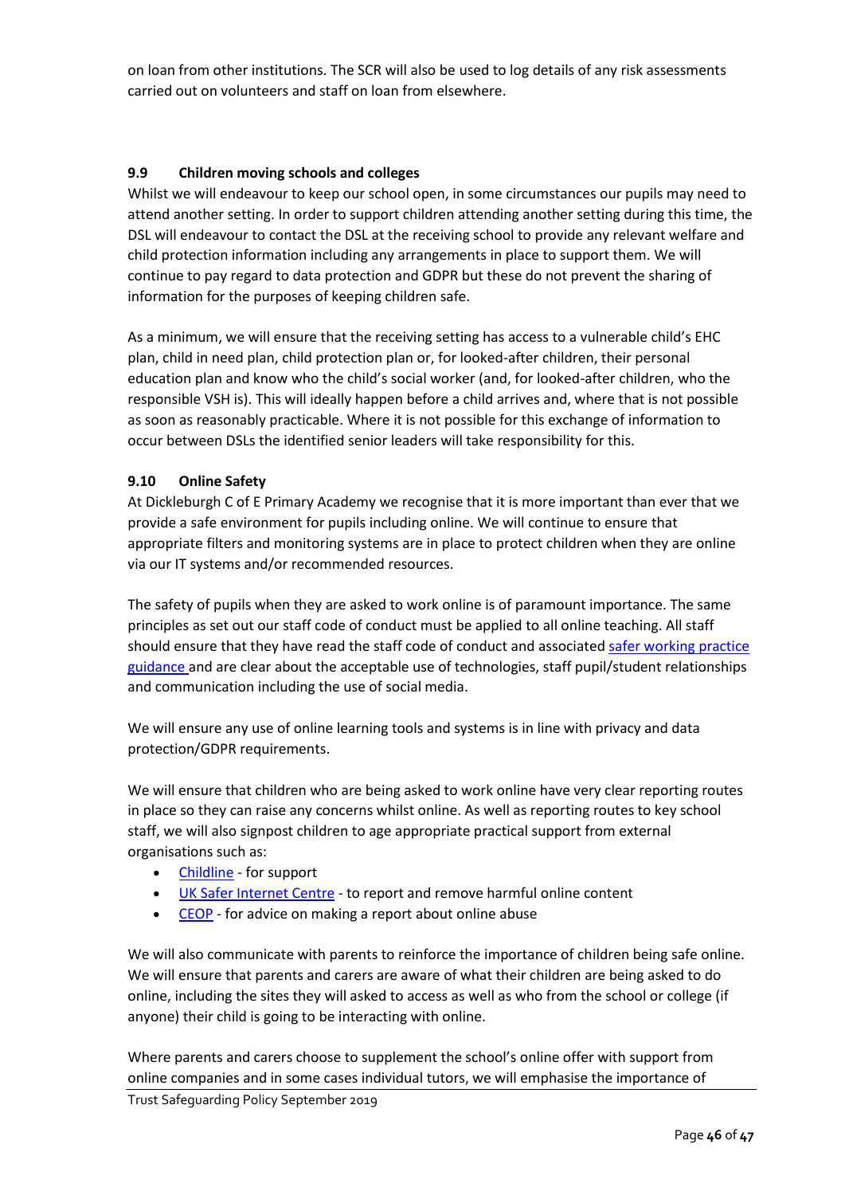on loan from other institutions. The SCR will also be used to log details of any risk assessments carried out on volunteers and staff on loan from elsewhere.

### 9.9 Children moving schools and colleges

Whilst we will endeavour to keep our school open, in some circumstances our pupils may need to attend another setting. In order to support children attending another setting during this time, the DSL will endeavour to contact the DSL at the receiving school to provide any relevant welfare and child protection information including any arrangements in place to support them. We will continue to pay regard to data protection and GDPR but these do not prevent the sharing of information for the purposes of keeping children safe.

As a minimum, we will ensure that the receiving setting has access to a vulnerable child's EHC plan, child in need plan, child protection plan or, for looked-after children, their personal education plan and know who the child's social worker (and, for looked-after children, who the responsible VSH is). This will ideally happen before a child arrives and, where that is not possible as soon as reasonably practicable. Where it is not possible for this exchange of information to occur between DSLs the identified senior leaders will take responsibility for this.

### 9.10 Online Safety

At Dickleburgh C of E Primary Academy we recognise that it is more important than ever that we provide a safe environment for pupils including online. We will continue to ensure that appropriate filters and monitoring systems are in place to protect children when they are online via our IT systems and/or recommended resources.

The safety of pupils when they are asked to work online is of paramount importance. The same principles as set out our staff code of conduct must be applied to all online teaching. All staff should ensure that they have read the staff code of conduct and associated safer working practice guidance and are clear about the acceptable use of technologies, staff pupil/student relationships and communication including the use of social media.

We will ensure any use of online learning tools and systems is in line with privacy and data protection/GDPR requirements.

We will ensure that children who are being asked to work online have very clear reporting routes in place so they can raise any concerns whilst online. As well as reporting routes to key school staff, we will also signpost children to age appropriate practical support from external organisations such as:

- Childline - for support
- UK Safer Internet Centre - to report and remove harmful online content
- CEOP - for advice on making a report about online abuse

We will also communicate with parents to reinforce the importance of children being safe online. We will ensure that parents and carers are aware of what their children are being asked to do online, including the sites they will asked to access as well as who from the school or college (if anyone) their child is going to be interacting with online.

Where parents and carers choose to supplement the school's online offer with support from online companies and in some cases individual tutors, we will emphasise the importance of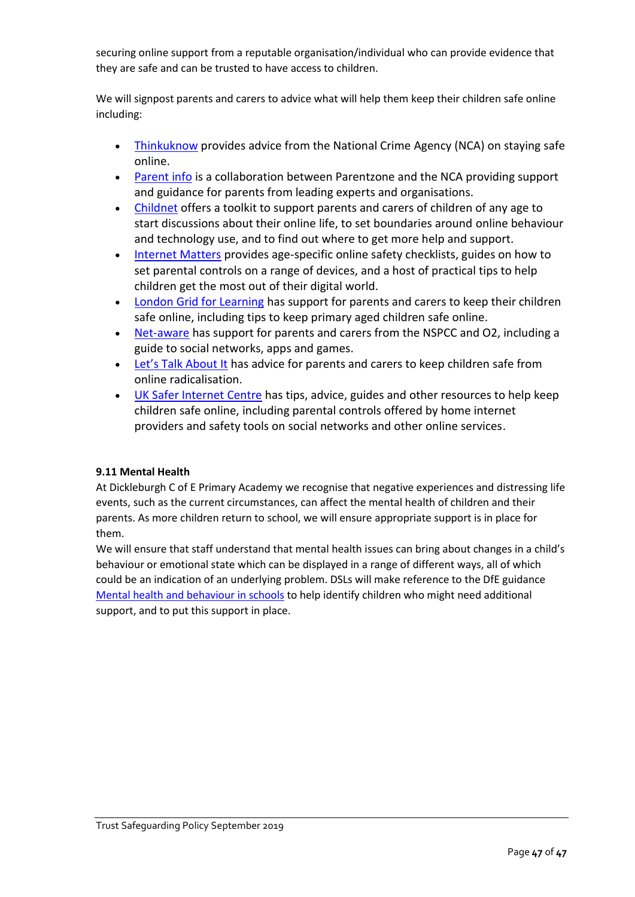securing online support from a reputable organisation/individual who can provide evidence that they are safe and can be trusted to have access to children.

We will signpost parents and carers to advice what will help them keep their children safe online including:

- Thinkuknow provides advice from the National Crime Agency (NCA) on staying safe online.
- Parent info is a collaboration between Parentzone and the NCA providing support and guidance for parents from leading experts and organisations.
- Childnet offers a toolkit to support parents and carers of children of any age to start discussions about their online life, to set boundaries around online behaviour and technology use, and to find out where to get more help and support.
- Internet Matters provides age-specific online safety checklists, guides on how to set parental controls on a range of devices, and a host of practical tips to help children get the most out of their digital world.
- London Grid for Learning has support for parents and carers to keep their children safe online, including tips to keep primary aged children safe online.
- Net-aware has support for parents and carers from the NSPCC and O2, including a guide to social networks, apps and games.
- Let's Talk About It has advice for parents and carers to keep children safe from online radicalisation.
- UK Safer Internet Centre has tips, advice, guides and other resources to help keep children safe online, including parental controls offered by home internet providers and safety tools on social networks and other online services.

**9.11 Mental Health**

At Dickleburgh C of E Primary Academy we recognise that negative experiences and distressing life events, such as the current circumstances, can affect the mental health of children and their parents. As more children return to school, we will ensure appropriate support is in place for them.

We will ensure that staff understand that mental health issues can bring about changes in a child's behaviour or emotional state which can be displayed in a range of different ways, all of which could be an indication of an underlying problem. DSLs will make reference to the DfE guidance Mental health and behaviour in schools to help identify children who might need additional support, and to put this support in place.